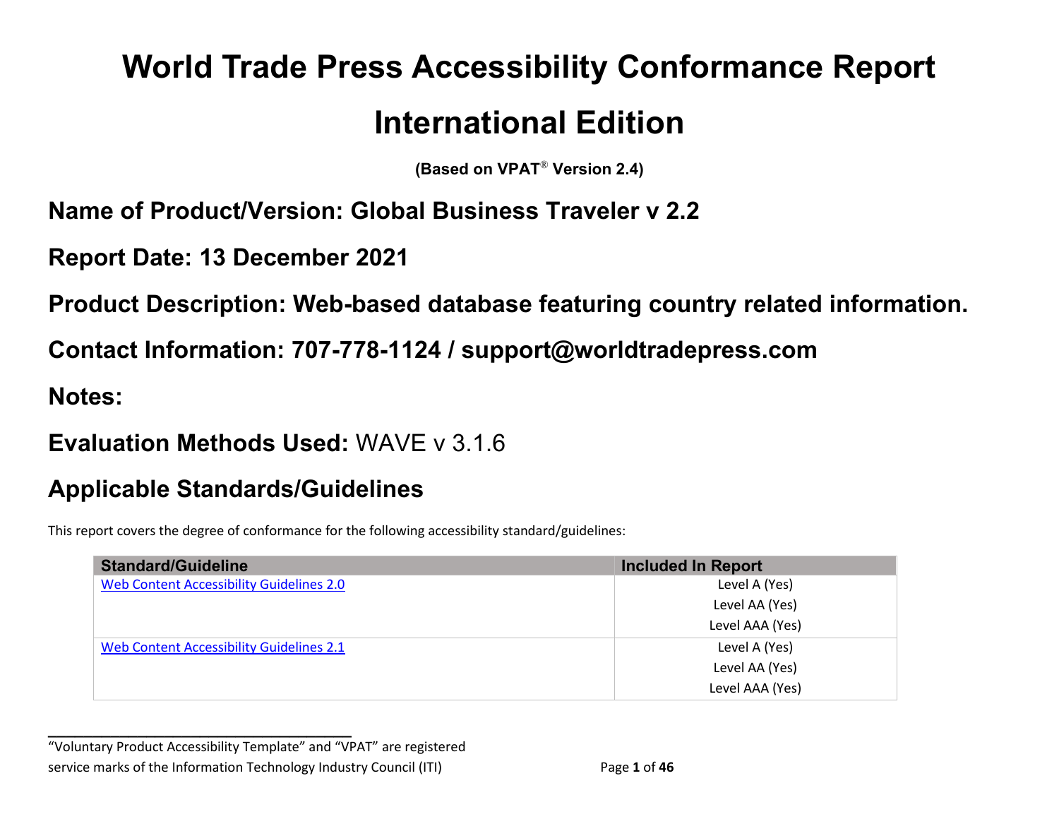# World Trade Press Accessibility Conformance Report

# International Edition

**(Based on VPAT® Version 2.4)**

## Name of Product/Version: Global Business Traveler v 2.2

## Report Date: 13 December 2021

## Product Description: Web-based database featuring country related information.

## Contact Information: 707-778-1124 / support@worldtradepress.com

## Notes:

## Evaluation Methods Used: WAVE v 3.1.6

## Applicable Standards/Guidelines

This report covers the degree of conformance for the following accessibility standard/guidelines:

| Standard/Guideline | Included In Report |
| --- | --- |
| Web Content Accessibility Guidelines 2.0 | Level A (Yes)<br>Level AA (Yes)<br>Level AAA (Yes) |
| Web Content Accessibility Guidelines 2.1 | Level A (Yes)<br>Level AA (Yes)<br>Level AAA (Yes) |

"Voluntary Product Accessibility Template" and "VPAT" are registered service marks of the Information Technology Industry Council (ITI)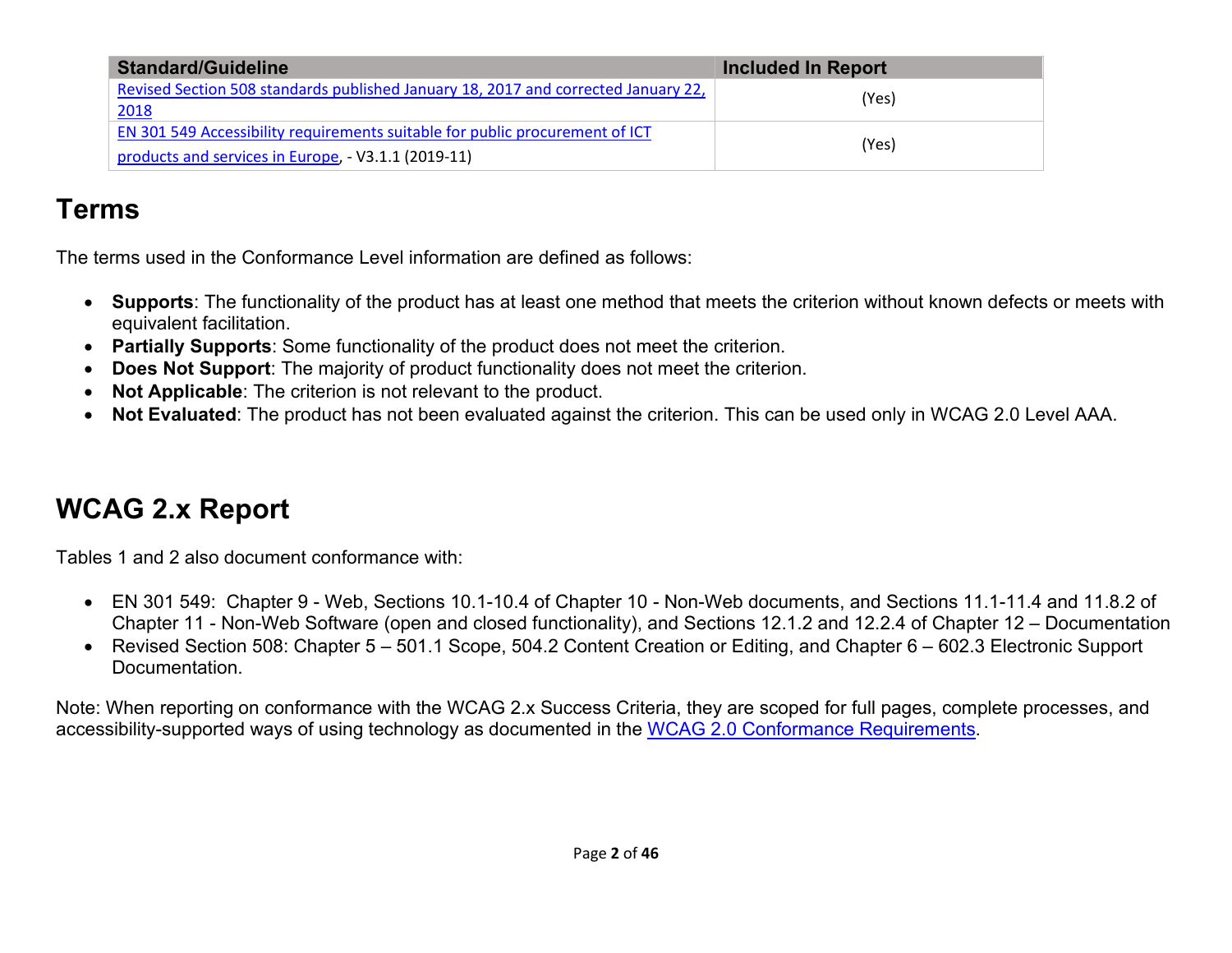| Standard/Guideline | Included In Report |
| --- | --- |
| Revised Section 508 standards published January 18, 2017 and corrected January 22, 2018 | (Yes) |
| EN 301 549 Accessibility requirements suitable for public procurement of ICT products and services in Europe, - V3.1.1 (2019-11) | (Yes) |

# Terms

The terms used in the Conformance Level information are defined as follows:

- **Supports**: The functionality of the product has at least one method that meets the criterion without known defects or meets with equivalent facilitation.
- **Partially Supports**: Some functionality of the product does not meet the criterion.
- **Does Not Support**: The majority of product functionality does not meet the criterion.
- **Not Applicable**: The criterion is not relevant to the product.
- **Not Evaluated**: The product has not been evaluated against the criterion. This can be used only in WCAG 2.0 Level AAA.

# WCAG 2.x Report

Tables 1 and 2 also document conformance with:

- EN 301 549: Chapter 9 - Web, Sections 10.1-10.4 of Chapter 10 - Non-Web documents, and Sections 11.1-11.4 and 11.8.2 of Chapter 11 - Non-Web Software (open and closed functionality), and Sections 12.1.2 and 12.2.4 of Chapter 12 – Documentation
- Revised Section 508: Chapter 5 – 501.1 Scope, 504.2 Content Creation or Editing, and Chapter 6 – 602.3 Electronic Support Documentation.

Note: When reporting on conformance with the WCAG 2.x Success Criteria, they are scoped for full pages, complete processes, and accessibility-supported ways of using technology as documented in the WCAG 2.0 Conformance Requirements.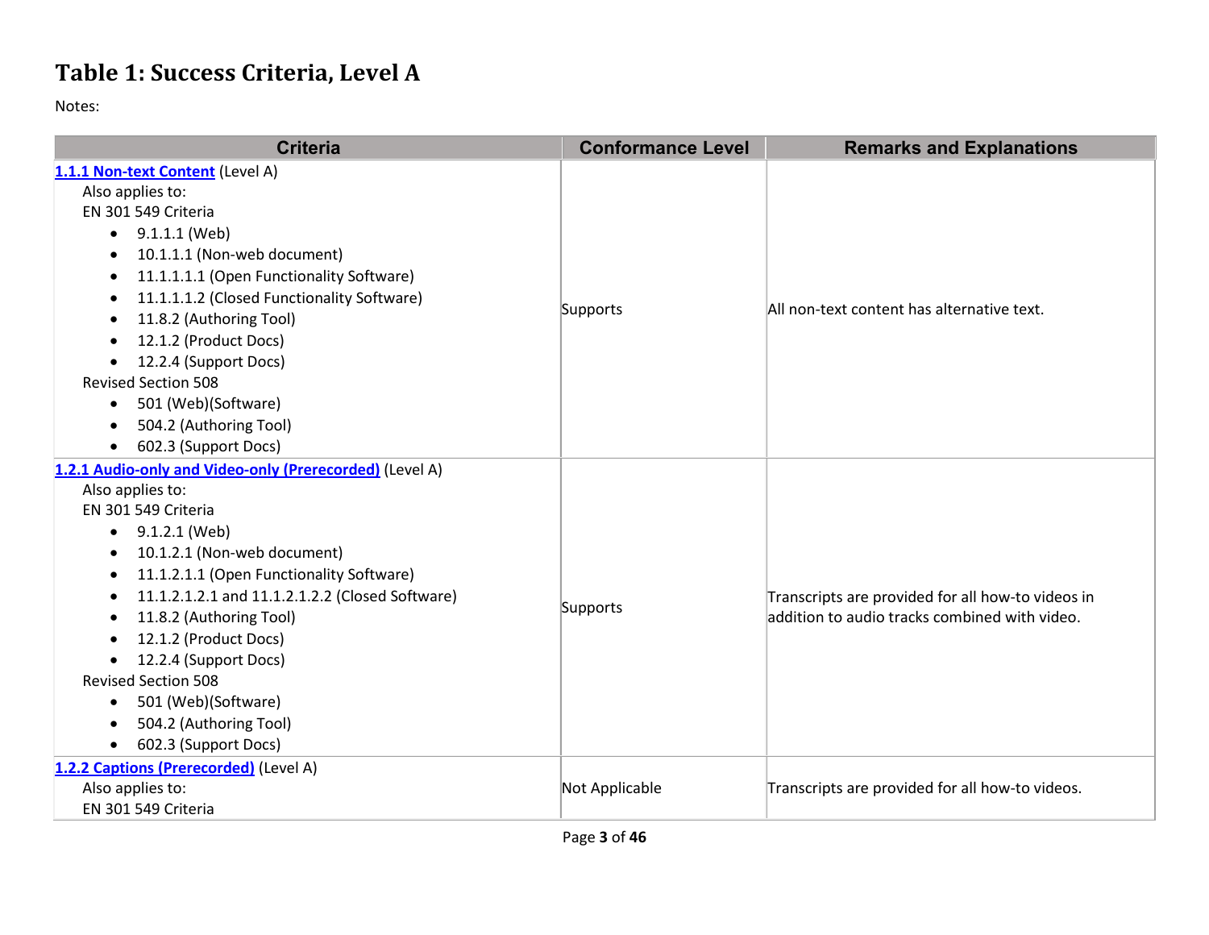# Table 1: Success Criteria, Level A

Notes:

| Criteria | Conformance Level | Remarks and Explanations |
|---|---|---|
| **1.1.1 Non-text Content** (Level A)<br>Also applies to:<br>EN 301 549 Criteria<br>• 9.1.1.1 (Web)<br>• 10.1.1.1 (Non-web document)<br>• 11.1.1.1.1 (Open Functionality Software)<br>• 11.1.1.1.2 (Closed Functionality Software)<br>• 11.8.2 (Authoring Tool)<br>• 12.1.2 (Product Docs)<br>• 12.2.4 (Support Docs)<br>Revised Section 508<br>• 501 (Web)(Software)<br>• 504.2 (Authoring Tool)<br>• 602.3 (Support Docs) | Supports | All non-text content has alternative text. |
| **1.2.1 Audio-only and Video-only (Prerecorded)** (Level A)<br>Also applies to:<br>EN 301 549 Criteria<br>• 9.1.2.1 (Web)<br>• 10.1.2.1 (Non-web document)<br>• 11.1.2.1.1 (Open Functionality Software)<br>• 11.1.2.1.2.1 and 11.1.2.1.2.2 (Closed Software)<br>• 11.8.2 (Authoring Tool)<br>• 12.1.2 (Product Docs)<br>• 12.2.4 (Support Docs)<br>Revised Section 508<br>• 501 (Web)(Software)<br>• 504.2 (Authoring Tool)<br>• 602.3 (Support Docs) | Supports | Transcripts are provided for all how-to videos in addition to audio tracks combined with video. |
| **1.2.2 Captions (Prerecorded)** (Level A)<br>Also applies to:<br>EN 301 549 Criteria | Not Applicable | Transcripts are provided for all how-to videos. |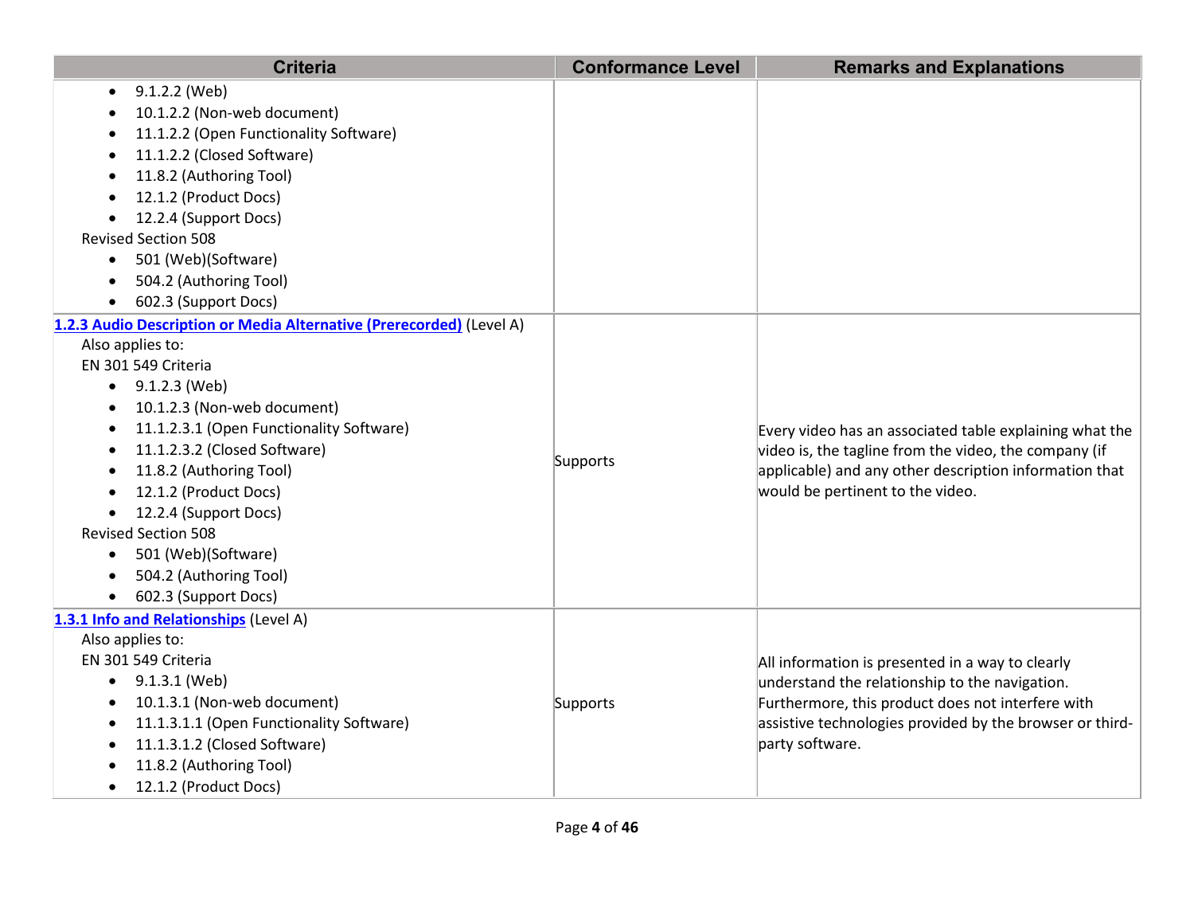| Criteria | Conformance Level | Remarks and Explanations |
|---|---|---|
| • 9.1.2.2 (Web)<br>• 10.1.2.2 (Non-web document)<br>• 11.1.2.2 (Open Functionality Software)<br>• 11.1.2.2 (Closed Software)<br>• 11.8.2 (Authoring Tool)<br>• 12.1.2 (Product Docs)<br>• 12.2.4 (Support Docs)<br>Revised Section 508<br>• 501 (Web)(Software)<br>• 504.2 (Authoring Tool)<br>• 602.3 (Support Docs) | | |
| **1.2.3 Audio Description or Media Alternative (Prerecorded)** (Level A)<br>Also applies to:<br>EN 301 549 Criteria<br>• 9.1.2.3 (Web)<br>• 10.1.2.3 (Non-web document)<br>• 11.1.2.3.1 (Open Functionality Software)<br>• 11.1.2.3.2 (Closed Software)<br>• 11.8.2 (Authoring Tool)<br>• 12.1.2 (Product Docs)<br>• 12.2.4 (Support Docs)<br>Revised Section 508<br>• 501 (Web)(Software)<br>• 504.2 (Authoring Tool)<br>• 602.3 (Support Docs) | Supports | Every video has an associated table explaining what the video is, the tagline from the video, the company (if applicable) and any other description information that would be pertinent to the video. |
| **1.3.1 Info and Relationships** (Level A)<br>Also applies to:<br>EN 301 549 Criteria<br>• 9.1.3.1 (Web)<br>• 10.1.3.1 (Non-web document)<br>• 11.1.3.1.1 (Open Functionality Software)<br>• 11.1.3.1.2 (Closed Software)<br>• 11.8.2 (Authoring Tool)<br>• 12.1.2 (Product Docs) | Supports | All information is presented in a way to clearly understand the relationship to the navigation. Furthermore, this product does not interfere with assistive technologies provided by the browser or third-party software. |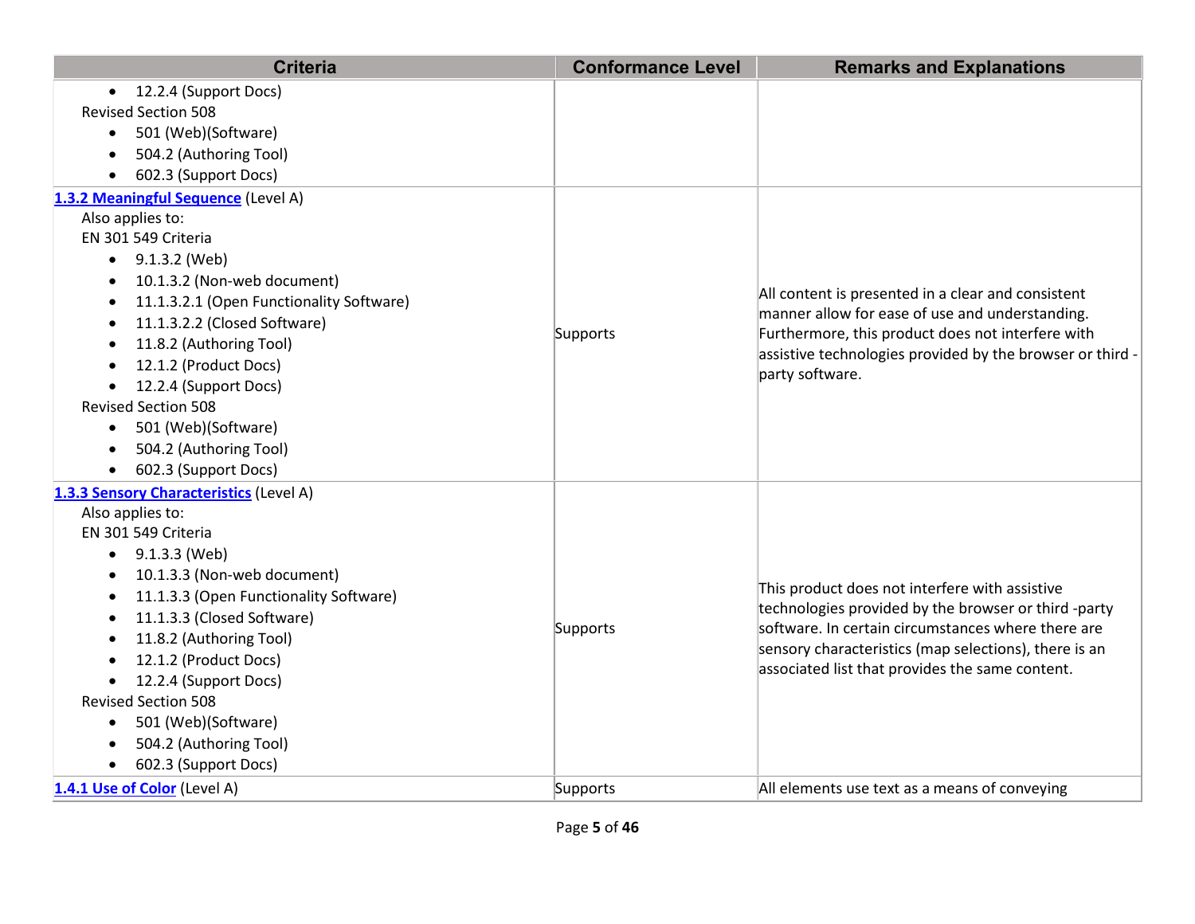| Criteria | Conformance Level | Remarks and Explanations |
|---|---|---|
| • 12.2.4 (Support Docs)<br>Revised Section 508<br>• 501 (Web)(Software)<br>• 504.2 (Authoring Tool)<br>• 602.3 (Support Docs) | | |
| **1.3.2 Meaningful Sequence** (Level A)<br>Also applies to:<br>EN 301 549 Criteria<br>• 9.1.3.2 (Web)<br>• 10.1.3.2 (Non-web document)<br>• 11.1.3.2.1 (Open Functionality Software)<br>• 11.1.3.2.2 (Closed Software)<br>• 11.8.2 (Authoring Tool)<br>• 12.1.2 (Product Docs)<br>• 12.2.4 (Support Docs)<br>Revised Section 508<br>• 501 (Web)(Software)<br>• 504.2 (Authoring Tool)<br>• 602.3 (Support Docs) | Supports | All content is presented in a clear and consistent manner allow for ease of use and understanding. Furthermore, this product does not interfere with assistive technologies provided by the browser or third -party software. |
| **1.3.3 Sensory Characteristics** (Level A)<br>Also applies to:<br>EN 301 549 Criteria<br>• 9.1.3.3 (Web)<br>• 10.1.3.3 (Non-web document)<br>• 11.1.3.3 (Open Functionality Software)<br>• 11.1.3.3 (Closed Software)<br>• 11.8.2 (Authoring Tool)<br>• 12.1.2 (Product Docs)<br>• 12.2.4 (Support Docs)<br>Revised Section 508<br>• 501 (Web)(Software)<br>• 504.2 (Authoring Tool)<br>• 602.3 (Support Docs) | Supports | This product does not interfere with assistive technologies provided by the browser or third -party software. In certain circumstances where there are sensory characteristics (map selections), there is an associated list that provides the same content. |
| **1.4.1 Use of Color** (Level A) | Supports | All elements use text as a means of conveying |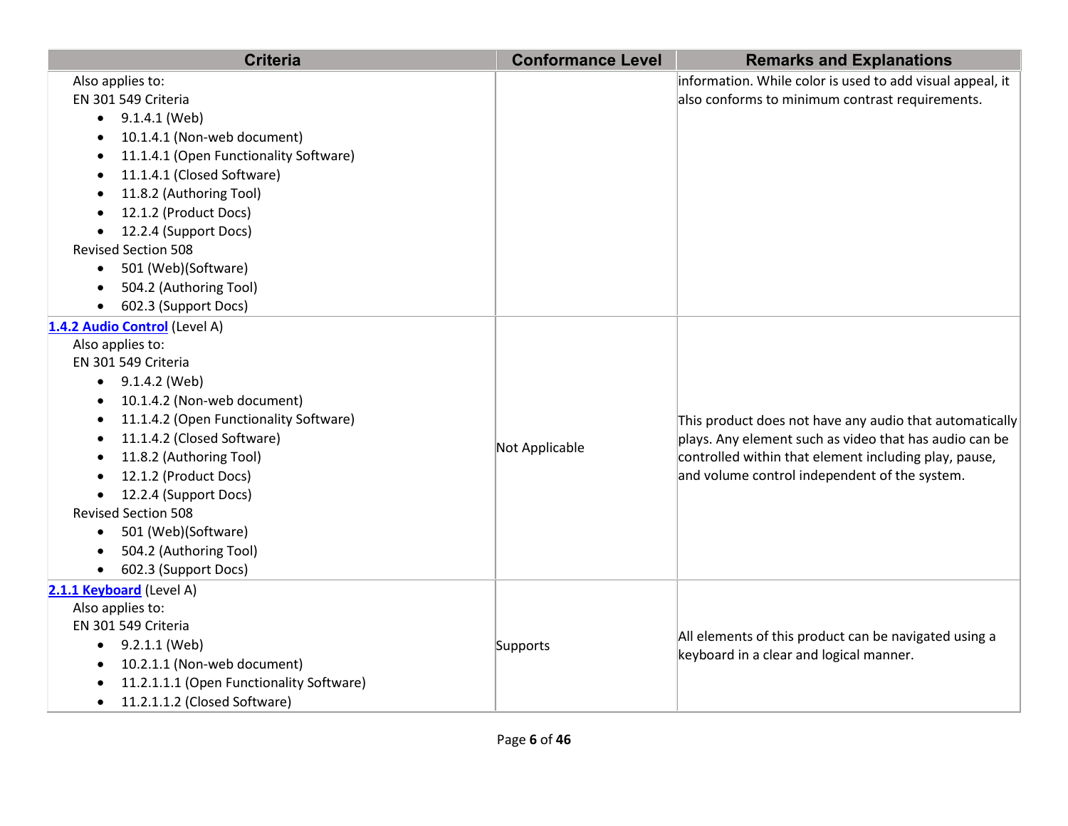| Criteria | Conformance Level | Remarks and Explanations |
|---|---|---|
| Also applies to:<br>EN 301 549 Criteria<br>• 9.1.4.1 (Web)<br>• 10.1.4.1 (Non-web document)<br>• 11.1.4.1 (Open Functionality Software)<br>• 11.1.4.1 (Closed Software)<br>• 11.8.2 (Authoring Tool)<br>• 12.1.2 (Product Docs)<br>• 12.2.4 (Support Docs)<br>Revised Section 508<br>• 501 (Web)(Software)<br>• 504.2 (Authoring Tool)<br>• 602.3 (Support Docs) | | information. While color is used to add visual appeal, it also conforms to minimum contrast requirements. |
| **1.4.2 Audio Control** (Level A)<br>Also applies to:<br>EN 301 549 Criteria<br>• 9.1.4.2 (Web)<br>• 10.1.4.2 (Non-web document)<br>• 11.1.4.2 (Open Functionality Software)<br>• 11.1.4.2 (Closed Software)<br>• 11.8.2 (Authoring Tool)<br>• 12.1.2 (Product Docs)<br>• 12.2.4 (Support Docs)<br>Revised Section 508<br>• 501 (Web)(Software)<br>• 504.2 (Authoring Tool)<br>• 602.3 (Support Docs) | Not Applicable | This product does not have any audio that automatically plays. Any element such as video that has audio can be controlled within that element including play, pause, and volume control independent of the system. |
| **2.1.1 Keyboard** (Level A)<br>Also applies to:<br>EN 301 549 Criteria<br>• 9.2.1.1 (Web)<br>• 10.2.1.1 (Non-web document)<br>• 11.2.1.1.1 (Open Functionality Software)<br>• 11.2.1.1.2 (Closed Software) | Supports | All elements of this product can be navigated using a keyboard in a clear and logical manner. |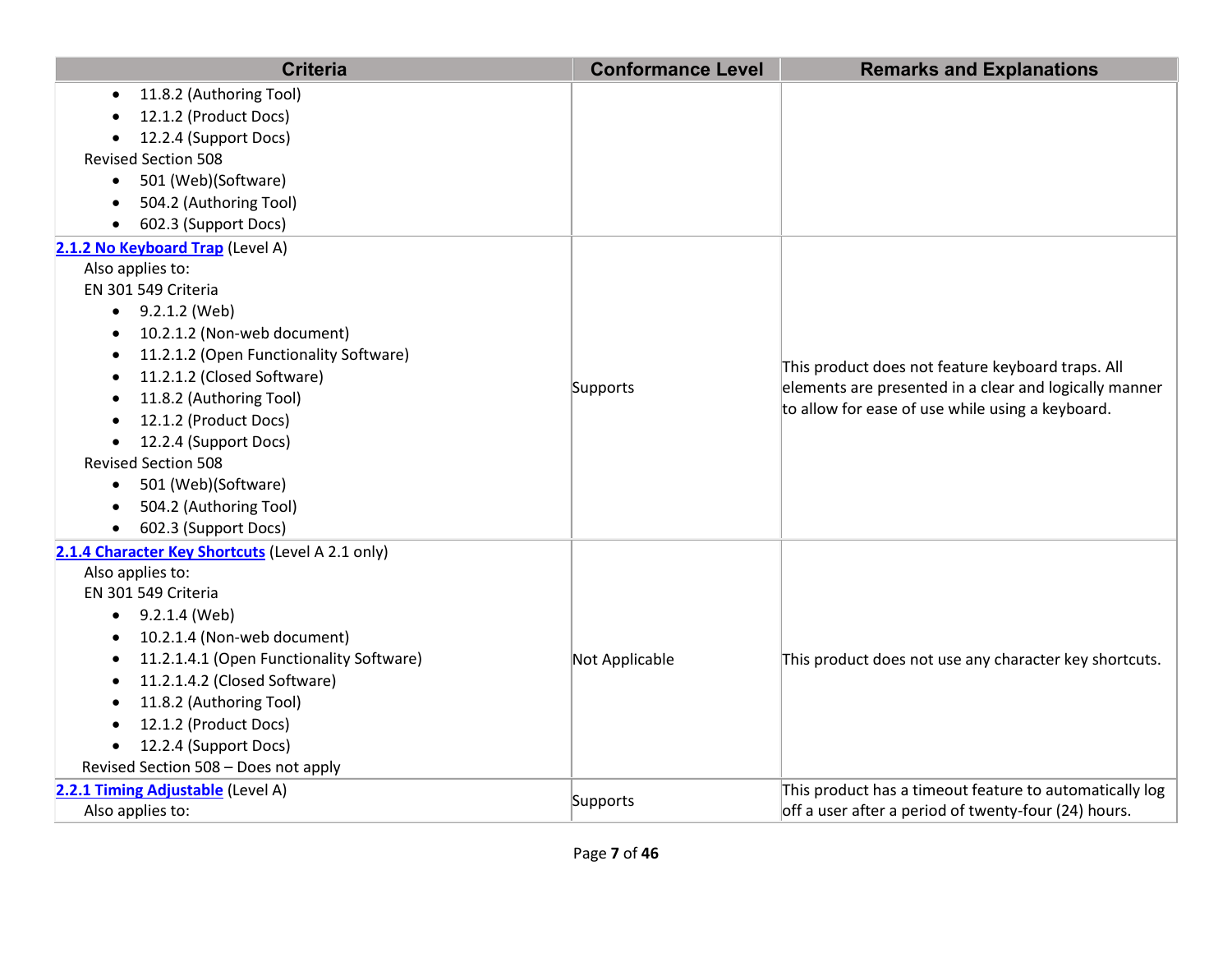| Criteria | Conformance Level | Remarks and Explanations |
|---|---|---|
| • 11.8.2 (Authoring Tool)<br>• 12.1.2 (Product Docs)<br>• 12.2.4 (Support Docs)<br>Revised Section 508<br>• 501 (Web)(Software)<br>• 504.2 (Authoring Tool)<br>• 602.3 (Support Docs) | | |
| **2.1.2 No Keyboard Trap** (Level A)<br>Also applies to:<br>EN 301 549 Criteria<br>• 9.2.1.2 (Web)<br>• 10.2.1.2 (Non-web document)<br>• 11.2.1.2 (Open Functionality Software)<br>• 11.2.1.2 (Closed Software)<br>• 11.8.2 (Authoring Tool)<br>• 12.1.2 (Product Docs)<br>• 12.2.4 (Support Docs)<br>Revised Section 508<br>• 501 (Web)(Software)<br>• 504.2 (Authoring Tool)<br>• 602.3 (Support Docs) | Supports | This product does not feature keyboard traps. All elements are presented in a clear and logically manner to allow for ease of use while using a keyboard. |
| **2.1.4 Character Key Shortcuts** (Level A 2.1 only)<br>Also applies to:<br>EN 301 549 Criteria<br>• 9.2.1.4 (Web)<br>• 10.2.1.4 (Non-web document)<br>• 11.2.1.4.1 (Open Functionality Software)<br>• 11.2.1.4.2 (Closed Software)<br>• 11.8.2 (Authoring Tool)<br>• 12.1.2 (Product Docs)<br>• 12.2.4 (Support Docs)<br>Revised Section 508 – Does not apply | Not Applicable | This product does not use any character key shortcuts. |
| **2.2.1 Timing Adjustable** (Level A)<br>Also applies to: | Supports | This product has a timeout feature to automatically log off a user after a period of twenty-four (24) hours. |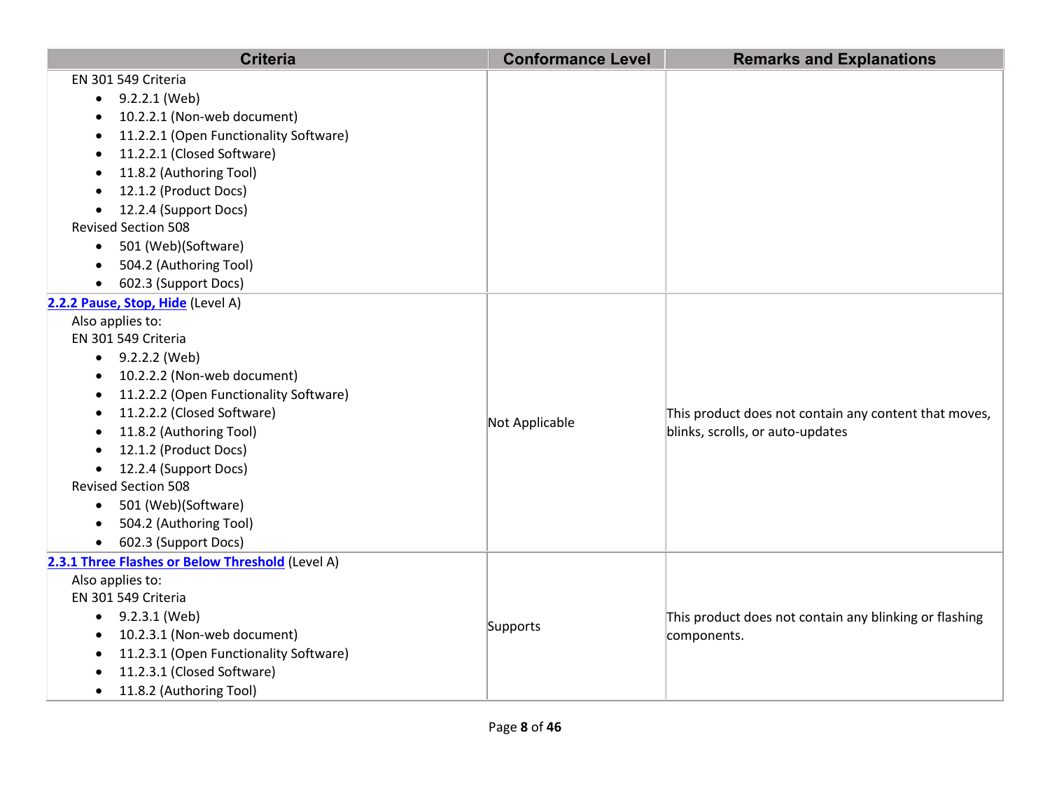| Criteria | Conformance Level | Remarks and Explanations |
| --- | --- | --- |
| EN 301 549 Criteria<br>• 9.2.2.1 (Web)<br>• 10.2.2.1 (Non-web document)<br>• 11.2.2.1 (Open Functionality Software)<br>• 11.2.2.1 (Closed Software)<br>• 11.8.2 (Authoring Tool)<br>• 12.1.2 (Product Docs)<br>• 12.2.4 (Support Docs)<br>Revised Section 508<br>• 501 (Web)(Software)<br>• 504.2 (Authoring Tool)<br>• 602.3 (Support Docs) | | |
| **2.2.2 Pause, Stop, Hide** (Level A)<br>Also applies to:<br>EN 301 549 Criteria<br>• 9.2.2.2 (Web)<br>• 10.2.2.2 (Non-web document)<br>• 11.2.2.2 (Open Functionality Software)<br>• 11.2.2.2 (Closed Software)<br>• 11.8.2 (Authoring Tool)<br>• 12.1.2 (Product Docs)<br>• 12.2.4 (Support Docs)<br>Revised Section 508<br>• 501 (Web)(Software)<br>• 504.2 (Authoring Tool)<br>• 602.3 (Support Docs) | Not Applicable | This product does not contain any content that moves, blinks, scrolls, or auto-updates |
| **2.3.1 Three Flashes or Below Threshold** (Level A)<br>Also applies to:<br>EN 301 549 Criteria<br>• 9.2.3.1 (Web)<br>• 10.2.3.1 (Non-web document)<br>• 11.2.3.1 (Open Functionality Software)<br>• 11.2.3.1 (Closed Software)<br>• 11.8.2 (Authoring Tool) | Supports | This product does not contain any blinking or flashing components. |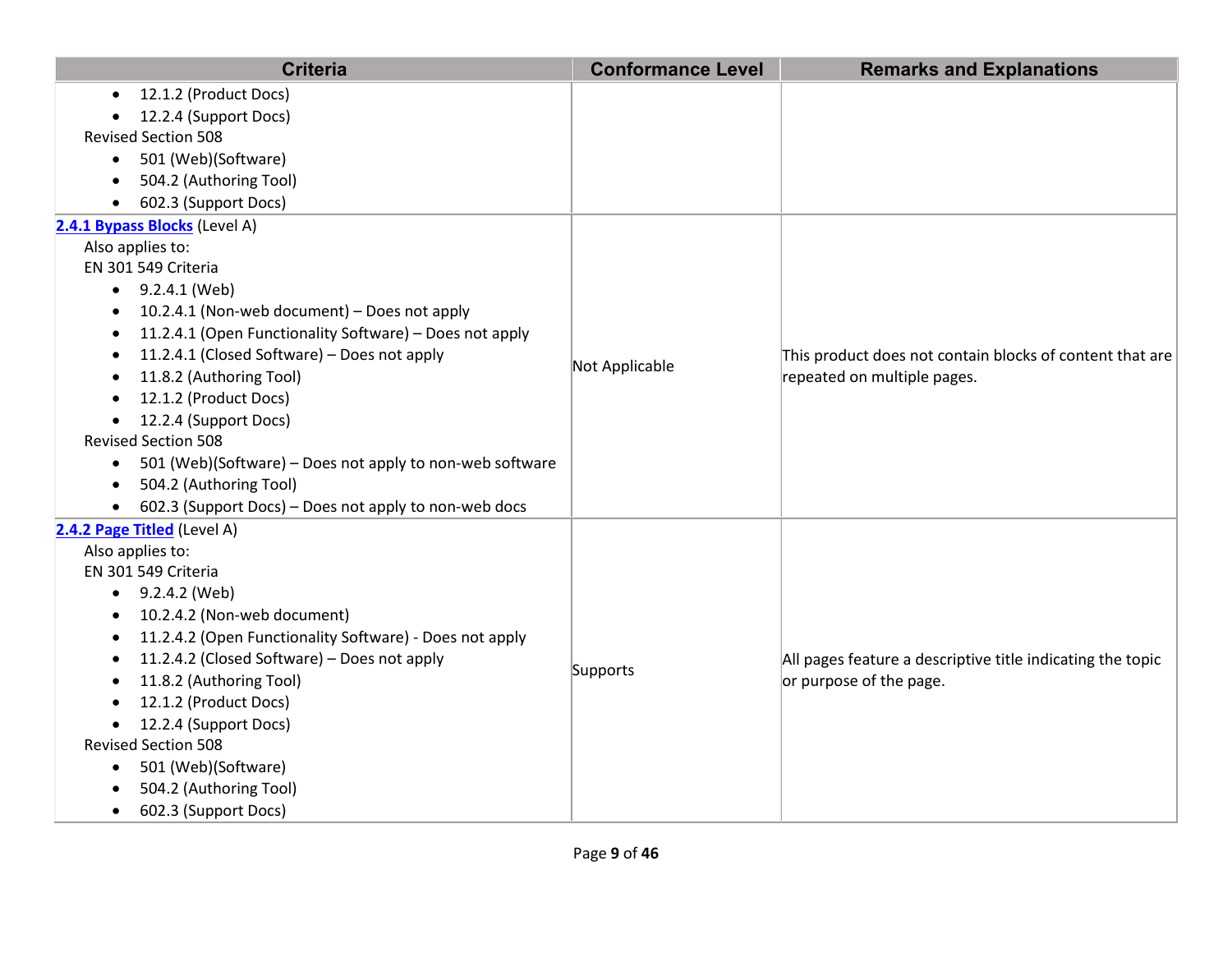| Criteria | Conformance Level | Remarks and Explanations |
|---|---|---|
| <ul><li>12.1.2 (Product Docs)</li><li>12.2.4 (Support Docs)</li></ul>Revised Section 508<ul><li>501 (Web)(Software)</li><li>504.2 (Authoring Tool)</li><li>602.3 (Support Docs)</li></ul> | | |
| **2.4.1 Bypass Blocks** (Level A)<br>Also applies to:<br>EN 301 549 Criteria<ul><li>9.2.4.1 (Web)</li><li>10.2.4.1 (Non-web document) – Does not apply</li><li>11.2.4.1 (Open Functionality Software) – Does not apply</li><li>11.2.4.1 (Closed Software) – Does not apply</li><li>11.8.2 (Authoring Tool)</li><li>12.1.2 (Product Docs)</li><li>12.2.4 (Support Docs)</li></ul>Revised Section 508<ul><li>501 (Web)(Software) – Does not apply to non-web software</li><li>504.2 (Authoring Tool)</li><li>602.3 (Support Docs) – Does not apply to non-web docs</li></ul> | Not Applicable | This product does not contain blocks of content that are repeated on multiple pages. |
| **2.4.2 Page Titled** (Level A)<br>Also applies to:<br>EN 301 549 Criteria<ul><li>9.2.4.2 (Web)</li><li>10.2.4.2 (Non-web document)</li><li>11.2.4.2 (Open Functionality Software) - Does not apply</li><li>11.2.4.2 (Closed Software) – Does not apply</li><li>11.8.2 (Authoring Tool)</li><li>12.1.2 (Product Docs)</li><li>12.2.4 (Support Docs)</li></ul>Revised Section 508<ul><li>501 (Web)(Software)</li><li>504.2 (Authoring Tool)</li><li>602.3 (Support Docs)</li></ul> | Supports | All pages feature a descriptive title indicating the topic or purpose of the page. |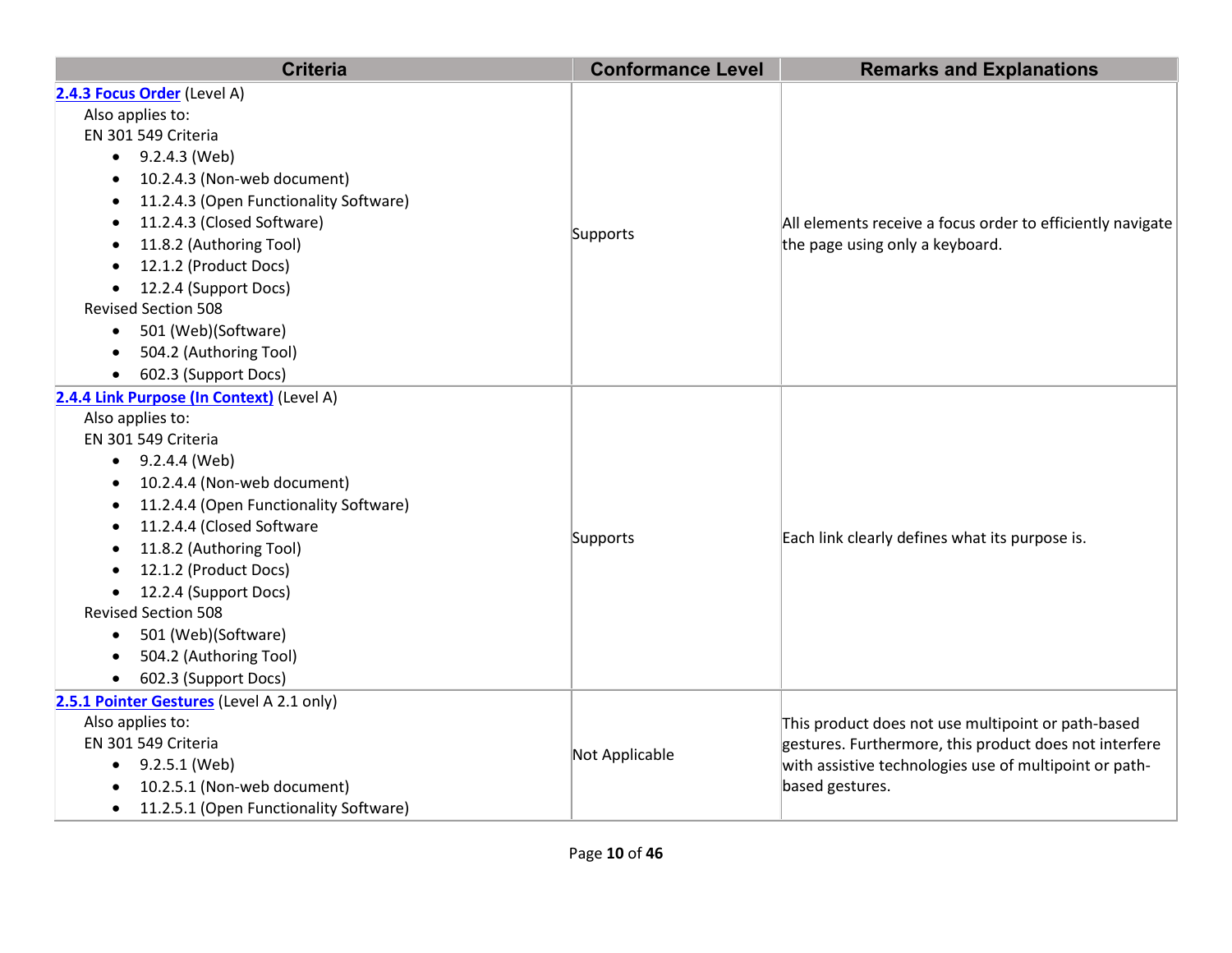| Criteria | Conformance Level | Remarks and Explanations |
|---|---|---|
| **2.4.3 Focus Order** (Level A)<br>Also applies to:<br>EN 301 549 Criteria<br>• 9.2.4.3 (Web)<br>• 10.2.4.3 (Non-web document)<br>• 11.2.4.3 (Open Functionality Software)<br>• 11.2.4.3 (Closed Software)<br>• 11.8.2 (Authoring Tool)<br>• 12.1.2 (Product Docs)<br>• 12.2.4 (Support Docs)<br>Revised Section 508<br>• 501 (Web)(Software)<br>• 504.2 (Authoring Tool)<br>• 602.3 (Support Docs) | Supports | All elements receive a focus order to efficiently navigate the page using only a keyboard. |
| **2.4.4 Link Purpose (In Context)** (Level A)<br>Also applies to:<br>EN 301 549 Criteria<br>• 9.2.4.4 (Web)<br>• 10.2.4.4 (Non-web document)<br>• 11.2.4.4 (Open Functionality Software)<br>• 11.2.4.4 (Closed Software<br>• 11.8.2 (Authoring Tool)<br>• 12.1.2 (Product Docs)<br>• 12.2.4 (Support Docs)<br>Revised Section 508<br>• 501 (Web)(Software)<br>• 504.2 (Authoring Tool)<br>• 602.3 (Support Docs) | Supports | Each link clearly defines what its purpose is. |
| **2.5.1 Pointer Gestures** (Level A 2.1 only)<br>Also applies to:<br>EN 301 549 Criteria<br>• 9.2.5.1 (Web)<br>• 10.2.5.1 (Non-web document)<br>• 11.2.5.1 (Open Functionality Software) | Not Applicable | This product does not use multipoint or path-based gestures. Furthermore, this product does not interfere with assistive technologies use of multipoint or path-based gestures. |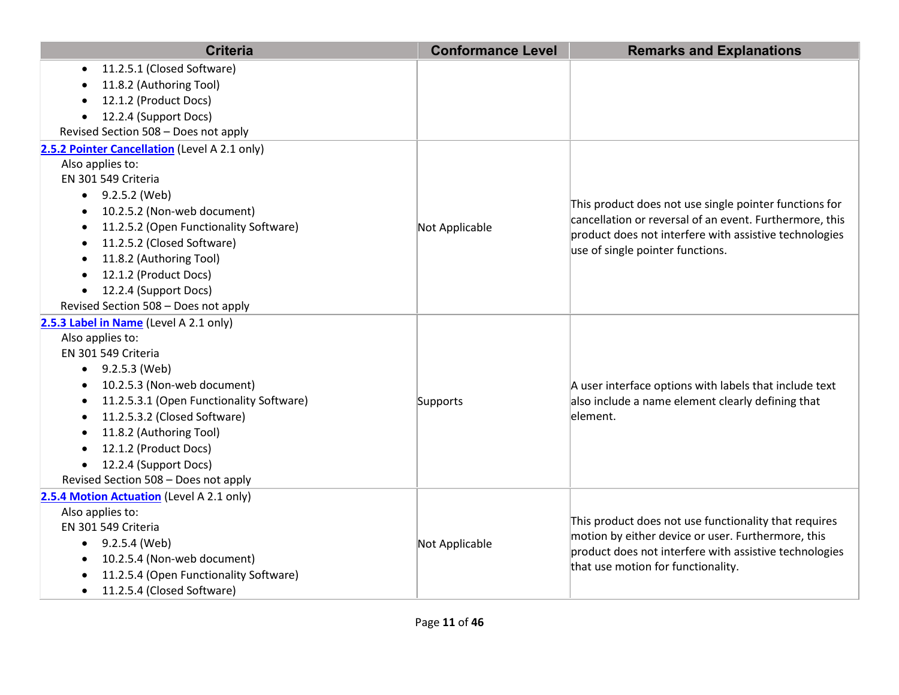| Criteria | Conformance Level | Remarks and Explanations |
| --- | --- | --- |
| <ul><li>11.2.5.1 (Closed Software)</li><li>11.8.2 (Authoring Tool)</li><li>12.1.2 (Product Docs)</li><li>12.2.4 (Support Docs)</li></ul>Revised Section 508 – Does not apply | | |
| **[2.5.2 Pointer Cancellation]()** (Level A 2.1 only)<br>Also applies to:<br>EN 301 549 Criteria<ul><li>9.2.5.2 (Web)</li><li>10.2.5.2 (Non-web document)</li><li>11.2.5.2 (Open Functionality Software)</li><li>11.2.5.2 (Closed Software)</li><li>11.8.2 (Authoring Tool)</li><li>12.1.2 (Product Docs)</li><li>12.2.4 (Support Docs)</li></ul>Revised Section 508 – Does not apply | Not Applicable | This product does not use single pointer functions for cancellation or reversal of an event. Furthermore, this product does not interfere with assistive technologies use of single pointer functions. |
| **[2.5.3 Label in Name]()** (Level A 2.1 only)<br>Also applies to:<br>EN 301 549 Criteria<ul><li>9.2.5.3 (Web)</li><li>10.2.5.3 (Non-web document)</li><li>11.2.5.3.1 (Open Functionality Software)</li><li>11.2.5.3.2 (Closed Software)</li><li>11.8.2 (Authoring Tool)</li><li>12.1.2 (Product Docs)</li><li>12.2.4 (Support Docs)</li></ul>Revised Section 508 – Does not apply | Supports | A user interface options with labels that include text also include a name element clearly defining that element. |
| **[2.5.4 Motion Actuation]()** (Level A 2.1 only)<br>Also applies to:<br>EN 301 549 Criteria<ul><li>9.2.5.4 (Web)</li><li>10.2.5.4 (Non-web document)</li><li>11.2.5.4 (Open Functionality Software)</li><li>11.2.5.4 (Closed Software)</li></ul> | Not Applicable | This product does not use functionality that requires motion by either device or user. Furthermore, this product does not interfere with assistive technologies that use motion for functionality. |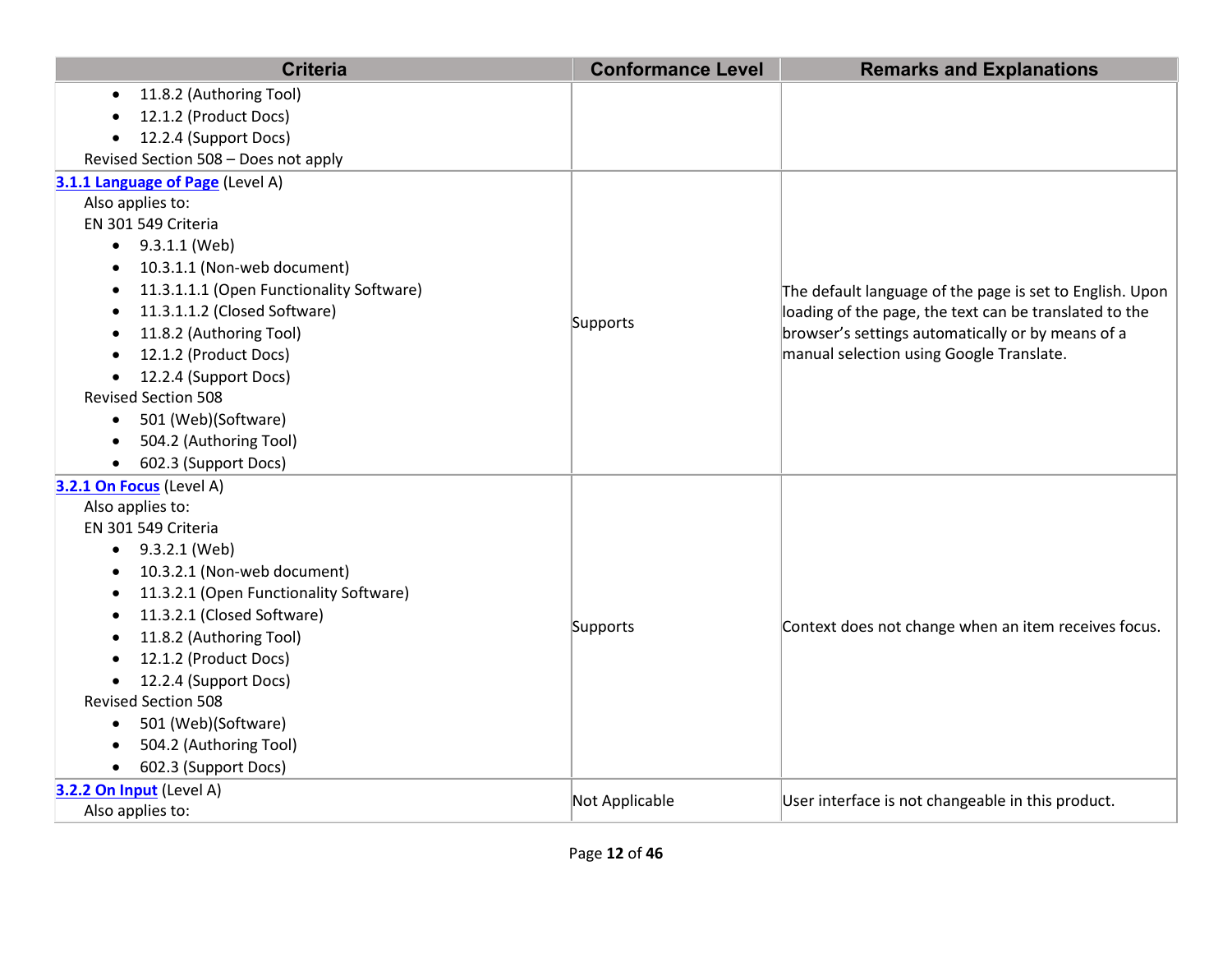| Criteria | Conformance Level | Remarks and Explanations |
|---|---|---|
| • 11.8.2 (Authoring Tool)<br>• 12.1.2 (Product Docs)<br>• 12.2.4 (Support Docs)<br>Revised Section 508 – Does not apply | | |
| **3.1.1 Language of Page** (Level A)<br>Also applies to:<br>EN 301 549 Criteria<br>• 9.3.1.1 (Web)<br>• 10.3.1.1 (Non-web document)<br>• 11.3.1.1.1 (Open Functionality Software)<br>• 11.3.1.1.2 (Closed Software)<br>• 11.8.2 (Authoring Tool)<br>• 12.1.2 (Product Docs)<br>• 12.2.4 (Support Docs)<br>Revised Section 508<br>• 501 (Web)(Software)<br>• 504.2 (Authoring Tool)<br>• 602.3 (Support Docs) | Supports | The default language of the page is set to English. Upon loading of the page, the text can be translated to the browser's settings automatically or by means of a manual selection using Google Translate. |
| **3.2.1 On Focus** (Level A)<br>Also applies to:<br>EN 301 549 Criteria<br>• 9.3.2.1 (Web)<br>• 10.3.2.1 (Non-web document)<br>• 11.3.2.1 (Open Functionality Software)<br>• 11.3.2.1 (Closed Software)<br>• 11.8.2 (Authoring Tool)<br>• 12.1.2 (Product Docs)<br>• 12.2.4 (Support Docs)<br>Revised Section 508<br>• 501 (Web)(Software)<br>• 504.2 (Authoring Tool)<br>• 602.3 (Support Docs) | Supports | Context does not change when an item receives focus. |
| **3.2.2 On Input** (Level A)<br>Also applies to: | Not Applicable | User interface is not changeable in this product. |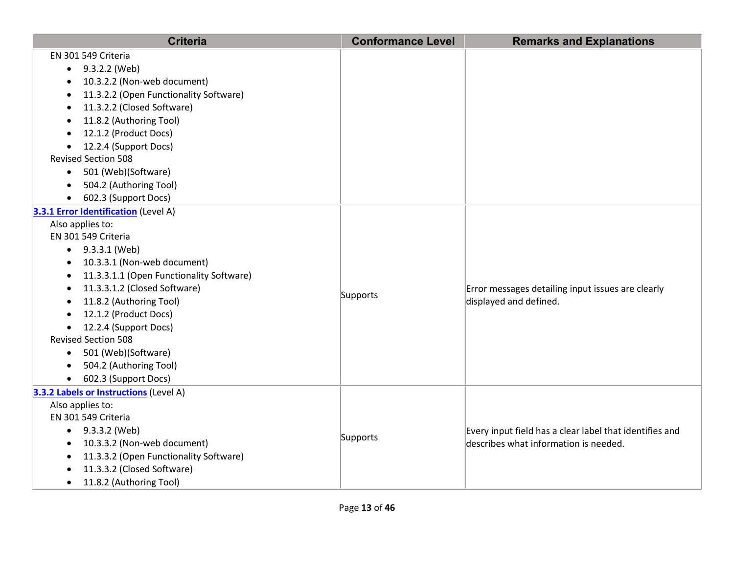| Criteria | Conformance Level | Remarks and Explanations |
| --- | --- | --- |
| EN 301 549 Criteria<br>• 9.3.2.2 (Web)<br>• 10.3.2.2 (Non-web document)<br>• 11.3.2.2 (Open Functionality Software)<br>• 11.3.2.2 (Closed Software)<br>• 11.8.2 (Authoring Tool)<br>• 12.1.2 (Product Docs)<br>• 12.2.4 (Support Docs)<br>Revised Section 508<br>• 501 (Web)(Software)<br>• 504.2 (Authoring Tool)<br>• 602.3 (Support Docs) | | |
| **3.3.1 Error Identification** (Level A)<br>Also applies to:<br>EN 301 549 Criteria<br>• 9.3.3.1 (Web)<br>• 10.3.3.1 (Non-web document)<br>• 11.3.3.1.1 (Open Functionality Software)<br>• 11.3.3.1.2 (Closed Software)<br>• 11.8.2 (Authoring Tool)<br>• 12.1.2 (Product Docs)<br>• 12.2.4 (Support Docs)<br>Revised Section 508<br>• 501 (Web)(Software)<br>• 504.2 (Authoring Tool)<br>• 602.3 (Support Docs) | Supports | Error messages detailing input issues are clearly displayed and defined. |
| **3.3.2 Labels or Instructions** (Level A)<br>Also applies to:<br>EN 301 549 Criteria<br>• 9.3.3.2 (Web)<br>• 10.3.3.2 (Non-web document)<br>• 11.3.3.2 (Open Functionality Software)<br>• 11.3.3.2 (Closed Software)<br>• 11.8.2 (Authoring Tool) | Supports | Every input field has a clear label that identifies and describes what information is needed. |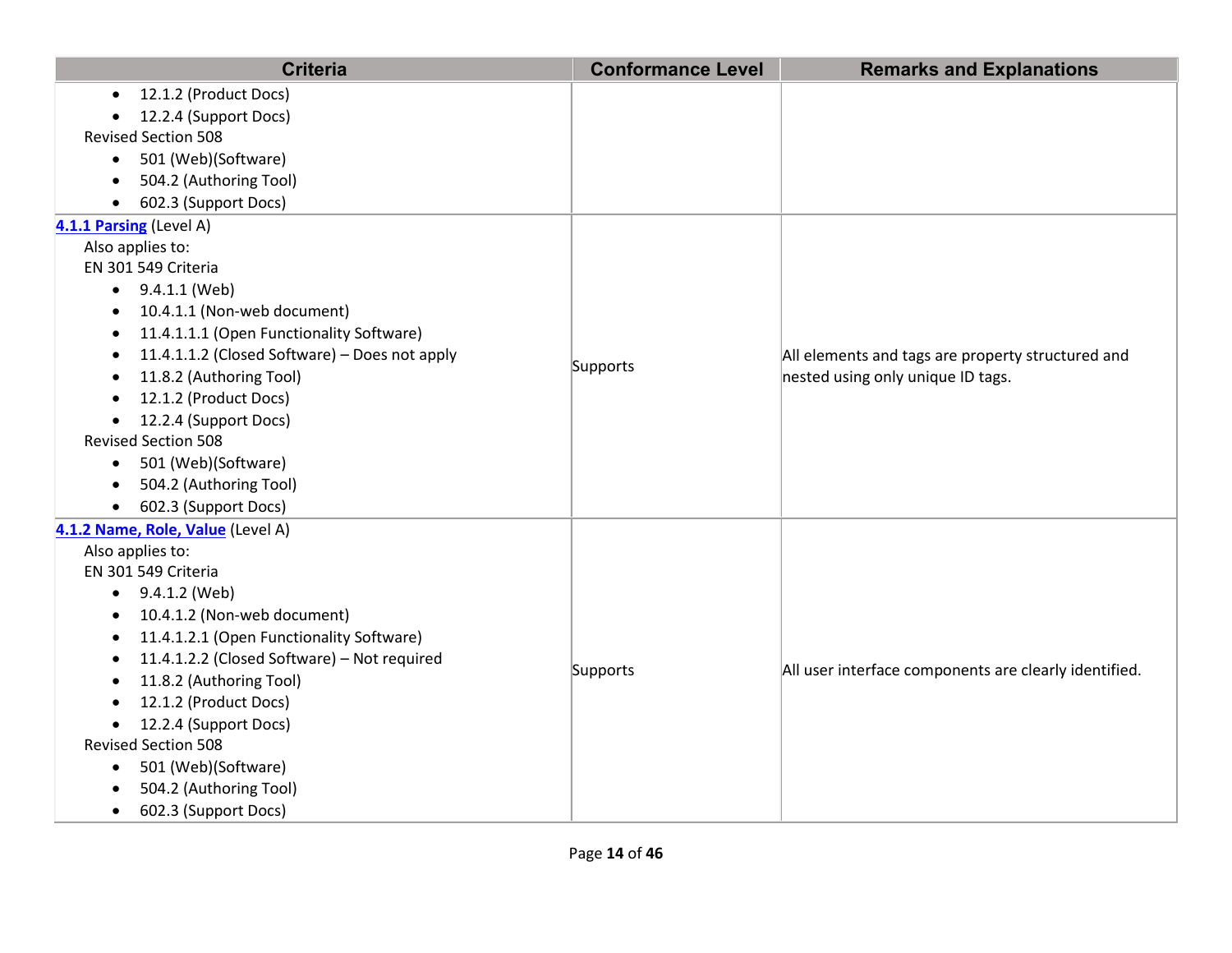| Criteria | Conformance Level | Remarks and Explanations |
|---|---|---|
| • 12.1.2 (Product Docs)<br>• 12.2.4 (Support Docs)<br>Revised Section 508<br>• 501 (Web)(Software)<br>• 504.2 (Authoring Tool)<br>• 602.3 (Support Docs) | | |
| **4.1.1 Parsing** (Level A)<br>Also applies to:<br>EN 301 549 Criteria<br>• 9.4.1.1 (Web)<br>• 10.4.1.1 (Non-web document)<br>• 11.4.1.1.1 (Open Functionality Software)<br>• 11.4.1.1.2 (Closed Software) – Does not apply<br>• 11.8.2 (Authoring Tool)<br>• 12.1.2 (Product Docs)<br>• 12.2.4 (Support Docs)<br>Revised Section 508<br>• 501 (Web)(Software)<br>• 504.2 (Authoring Tool)<br>• 602.3 (Support Docs) | Supports | All elements and tags are property structured and nested using only unique ID tags. |
| **4.1.2 Name, Role, Value** (Level A)<br>Also applies to:<br>EN 301 549 Criteria<br>• 9.4.1.2 (Web)<br>• 10.4.1.2 (Non-web document)<br>• 11.4.1.2.1 (Open Functionality Software)<br>• 11.4.1.2.2 (Closed Software) – Not required<br>• 11.8.2 (Authoring Tool)<br>• 12.1.2 (Product Docs)<br>• 12.2.4 (Support Docs)<br>Revised Section 508<br>• 501 (Web)(Software)<br>• 504.2 (Authoring Tool)<br>• 602.3 (Support Docs) | Supports | All user interface components are clearly identified. |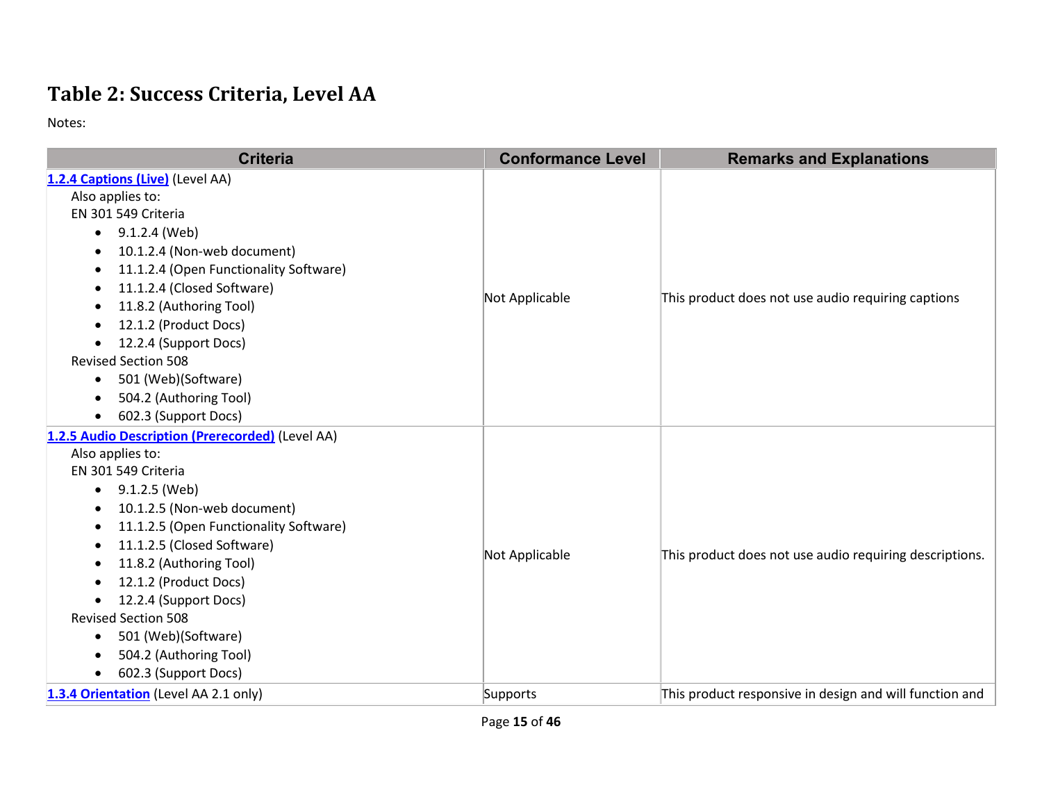# Table 2: Success Criteria, Level AA

Notes:

| Criteria | Conformance Level | Remarks and Explanations |
|---|---|---|
| **[1.2.4 Captions (Live)]** (Level AA)<br>Also applies to:<br>EN 301 549 Criteria<br>• 9.1.2.4 (Web)<br>• 10.1.2.4 (Non-web document)<br>• 11.1.2.4 (Open Functionality Software)<br>• 11.1.2.4 (Closed Software)<br>• 11.8.2 (Authoring Tool)<br>• 12.1.2 (Product Docs)<br>• 12.2.4 (Support Docs)<br>Revised Section 508<br>• 501 (Web)(Software)<br>• 504.2 (Authoring Tool)<br>• 602.3 (Support Docs) | Not Applicable | This product does not use audio requiring captions |
| **[1.2.5 Audio Description (Prerecorded)]** (Level AA)<br>Also applies to:<br>EN 301 549 Criteria<br>• 9.1.2.5 (Web)<br>• 10.1.2.5 (Non-web document)<br>• 11.1.2.5 (Open Functionality Software)<br>• 11.1.2.5 (Closed Software)<br>• 11.8.2 (Authoring Tool)<br>• 12.1.2 (Product Docs)<br>• 12.2.4 (Support Docs)<br>Revised Section 508<br>• 501 (Web)(Software)<br>• 504.2 (Authoring Tool)<br>• 602.3 (Support Docs) | Not Applicable | This product does not use audio requiring descriptions. |
| **[1.3.4 Orientation]** (Level AA 2.1 only) | Supports | This product responsive in design and will function and |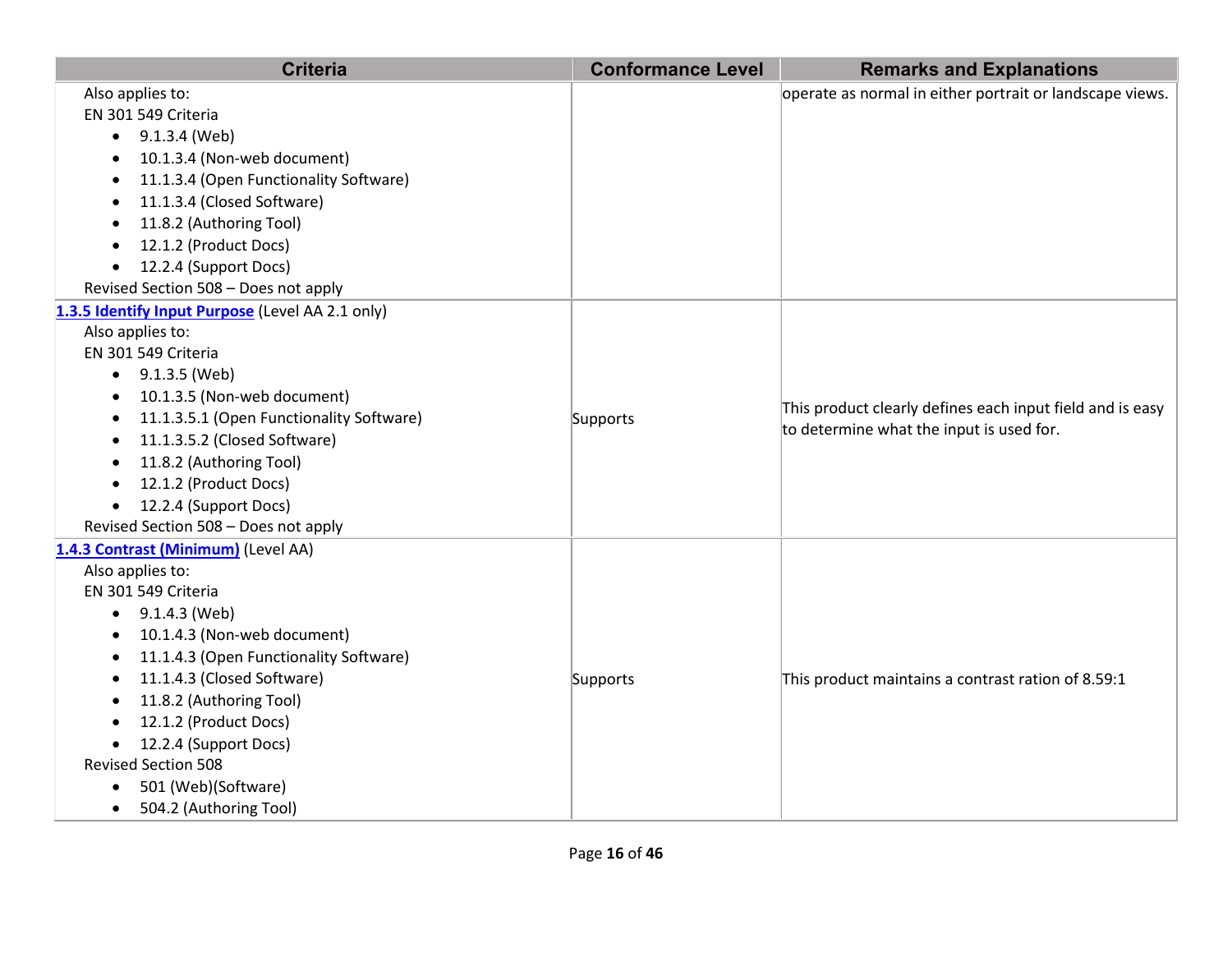| Criteria | Conformance Level | Remarks and Explanations |
|---|---|---|
| Also applies to:<br>EN 301 549 Criteria<br>• 9.1.3.4 (Web)<br>• 10.1.3.4 (Non-web document)<br>• 11.1.3.4 (Open Functionality Software)<br>• 11.1.3.4 (Closed Software)<br>• 11.8.2 (Authoring Tool)<br>• 12.1.2 (Product Docs)<br>• 12.2.4 (Support Docs)<br>Revised Section 508 – Does not apply | | operate as normal in either portrait or landscape views. |
| **1.3.5 Identify Input Purpose** (Level AA 2.1 only)<br>Also applies to:<br>EN 301 549 Criteria<br>• 9.1.3.5 (Web)<br>• 10.1.3.5 (Non-web document)<br>• 11.1.3.5.1 (Open Functionality Software)<br>• 11.1.3.5.2 (Closed Software)<br>• 11.8.2 (Authoring Tool)<br>• 12.1.2 (Product Docs)<br>• 12.2.4 (Support Docs)<br>Revised Section 508 – Does not apply | Supports | This product clearly defines each input field and is easy to determine what the input is used for. |
| **1.4.3 Contrast (Minimum)** (Level AA)<br>Also applies to:<br>EN 301 549 Criteria<br>• 9.1.4.3 (Web)<br>• 10.1.4.3 (Non-web document)<br>• 11.1.4.3 (Open Functionality Software)<br>• 11.1.4.3 (Closed Software)<br>• 11.8.2 (Authoring Tool)<br>• 12.1.2 (Product Docs)<br>• 12.2.4 (Support Docs)<br>Revised Section 508<br>• 501 (Web)(Software)<br>• 504.2 (Authoring Tool) | Supports | This product maintains a contrast ration of 8.59:1 |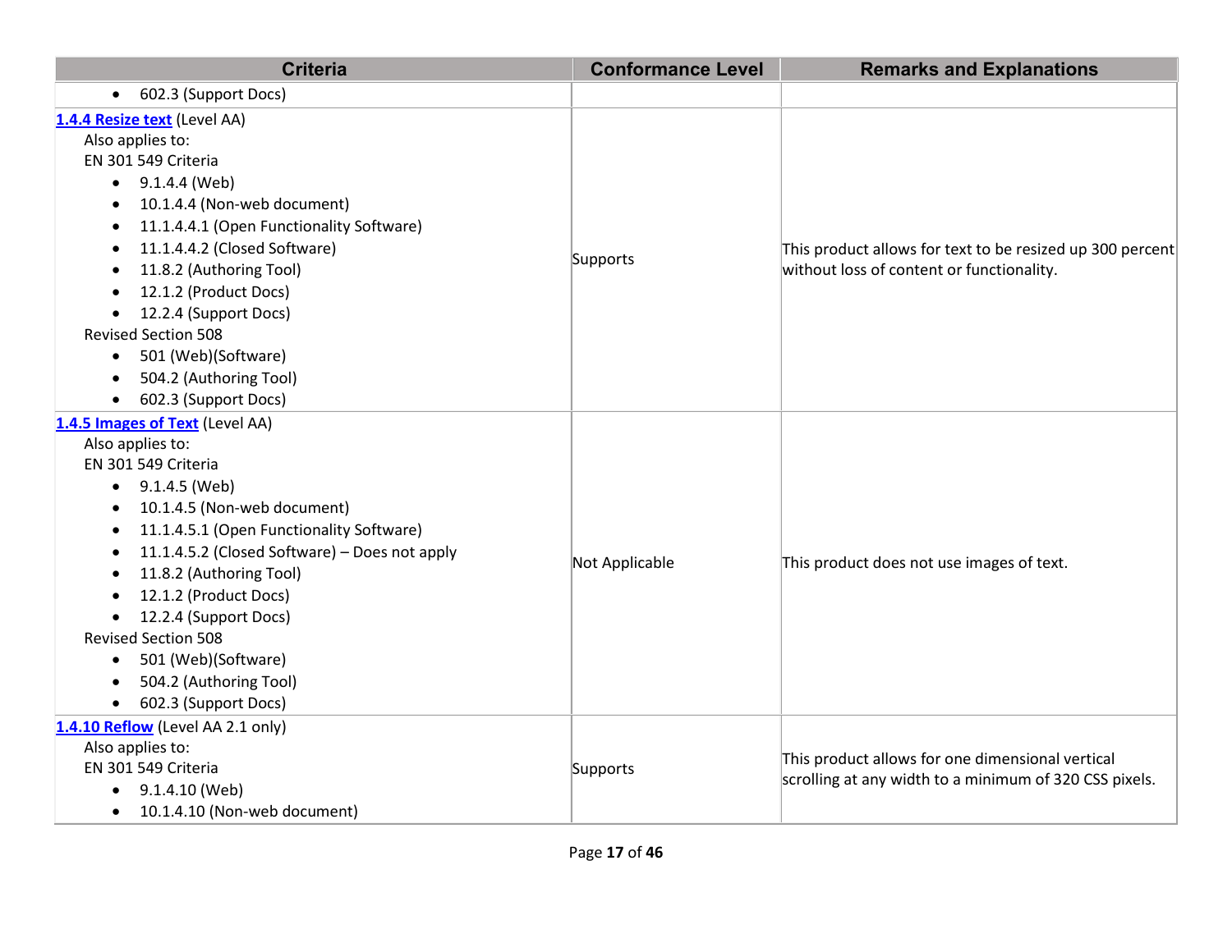| Criteria | Conformance Level | Remarks and Explanations |
|---|---|---|
| • 602.3 (Support Docs) | | |
| **[1.4.4 Resize text]** (Level AA)<br>Also applies to:<br>EN 301 549 Criteria<br>• 9.1.4.4 (Web)<br>• 10.1.4.4 (Non-web document)<br>• 11.1.4.4.1 (Open Functionality Software)<br>• 11.1.4.4.2 (Closed Software)<br>• 11.8.2 (Authoring Tool)<br>• 12.1.2 (Product Docs)<br>• 12.2.4 (Support Docs)<br>Revised Section 508<br>• 501 (Web)(Software)<br>• 504.2 (Authoring Tool)<br>• 602.3 (Support Docs) | Supports | This product allows for text to be resized up 300 percent without loss of content or functionality. |
| **[1.4.5 Images of Text]** (Level AA)<br>Also applies to:<br>EN 301 549 Criteria<br>• 9.1.4.5 (Web)<br>• 10.1.4.5 (Non-web document)<br>• 11.1.4.5.1 (Open Functionality Software)<br>• 11.1.4.5.2 (Closed Software) – Does not apply<br>• 11.8.2 (Authoring Tool)<br>• 12.1.2 (Product Docs)<br>• 12.2.4 (Support Docs)<br>Revised Section 508<br>• 501 (Web)(Software)<br>• 504.2 (Authoring Tool)<br>• 602.3 (Support Docs) | Not Applicable | This product does not use images of text. |
| **[1.4.10 Reflow]** (Level AA 2.1 only)<br>Also applies to:<br>EN 301 549 Criteria<br>• 9.1.4.10 (Web)<br>• 10.1.4.10 (Non-web document) | Supports | This product allows for one dimensional vertical scrolling at any width to a minimum of 320 CSS pixels. |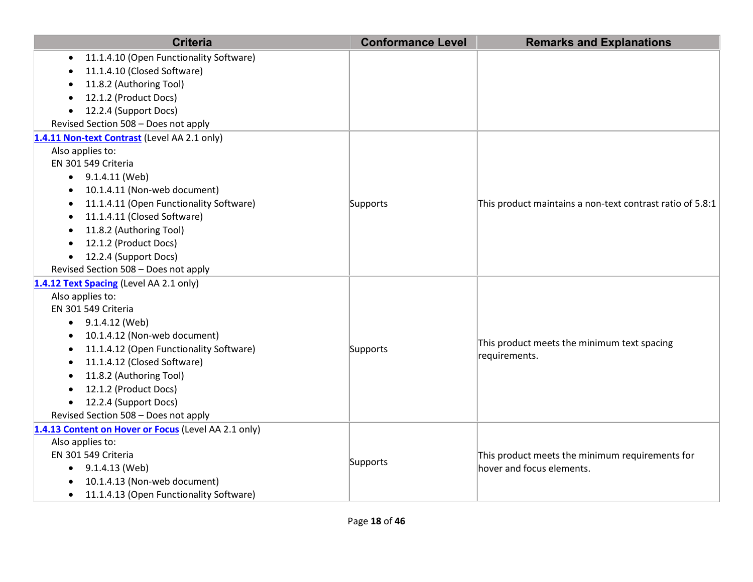| Criteria | Conformance Level | Remarks and Explanations |
|---|---|---|
| <ul><li>11.1.4.10 (Open Functionality Software)</li><li>11.1.4.10 (Closed Software)</li><li>11.8.2 (Authoring Tool)</li><li>12.1.2 (Product Docs)</li><li>12.2.4 (Support Docs)</li></ul>Revised Section 508 – Does not apply | | |
| **1.4.11 Non-text Contrast** (Level AA 2.1 only)<br>Also applies to:<br>EN 301 549 Criteria<ul><li>9.1.4.11 (Web)</li><li>10.1.4.11 (Non-web document)</li><li>11.1.4.11 (Open Functionality Software)</li><li>11.1.4.11 (Closed Software)</li><li>11.8.2 (Authoring Tool)</li><li>12.1.2 (Product Docs)</li><li>12.2.4 (Support Docs)</li></ul>Revised Section 508 – Does not apply | Supports | This product maintains a non-text contrast ratio of 5.8:1 |
| **1.4.12 Text Spacing** (Level AA 2.1 only)<br>Also applies to:<br>EN 301 549 Criteria<ul><li>9.1.4.12 (Web)</li><li>10.1.4.12 (Non-web document)</li><li>11.1.4.12 (Open Functionality Software)</li><li>11.1.4.12 (Closed Software)</li><li>11.8.2 (Authoring Tool)</li><li>12.1.2 (Product Docs)</li><li>12.2.4 (Support Docs)</li></ul>Revised Section 508 – Does not apply | Supports | This product meets the minimum text spacing requirements. |
| **1.4.13 Content on Hover or Focus** (Level AA 2.1 only)<br>Also applies to:<br>EN 301 549 Criteria<ul><li>9.1.4.13 (Web)</li><li>10.1.4.13 (Non-web document)</li><li>11.1.4.13 (Open Functionality Software)</li></ul> | Supports | This product meets the minimum requirements for hover and focus elements. |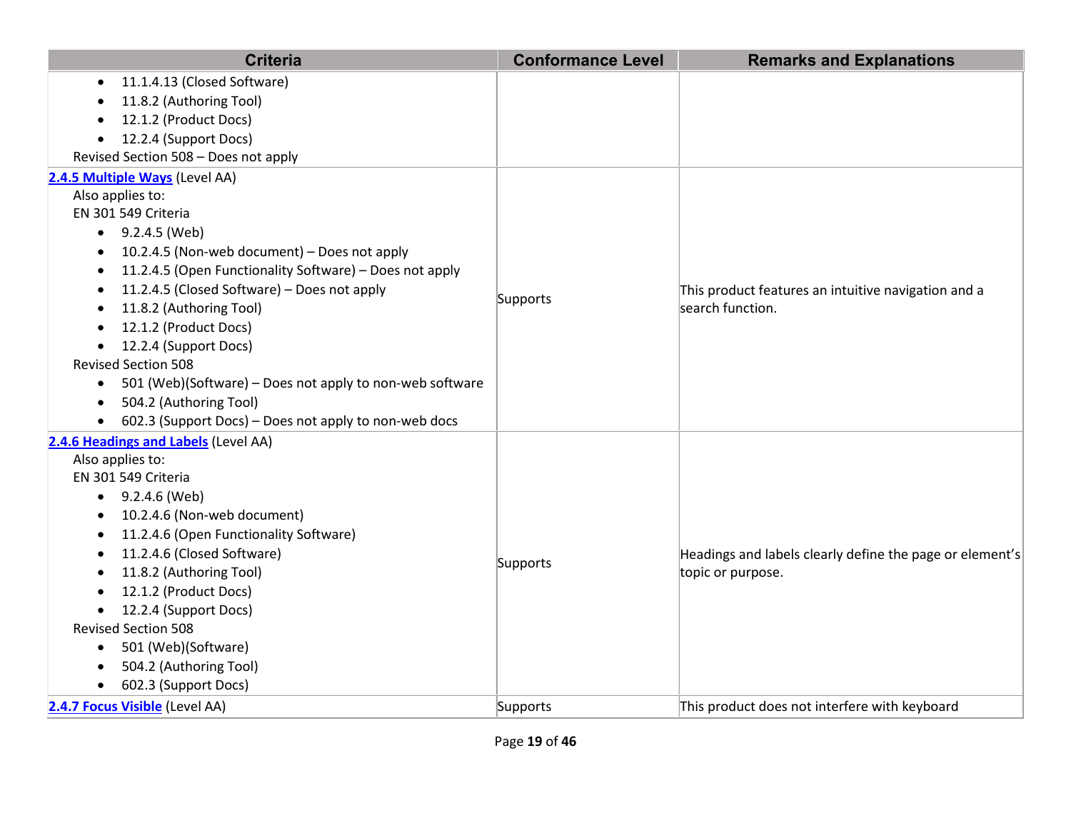| Criteria | Conformance Level | Remarks and Explanations |
| --- | --- | --- |
| • 11.1.4.13 (Closed Software)<br>• 11.8.2 (Authoring Tool)<br>• 12.1.2 (Product Docs)<br>• 12.2.4 (Support Docs)<br>Revised Section 508 – Does not apply | | |
| **2.4.5 Multiple Ways** (Level AA)<br>Also applies to:<br>EN 301 549 Criteria<br>• 9.2.4.5 (Web)<br>• 10.2.4.5 (Non-web document) – Does not apply<br>• 11.2.4.5 (Open Functionality Software) – Does not apply<br>• 11.2.4.5 (Closed Software) – Does not apply<br>• 11.8.2 (Authoring Tool)<br>• 12.1.2 (Product Docs)<br>• 12.2.4 (Support Docs)<br>Revised Section 508<br>• 501 (Web)(Software) – Does not apply to non-web software<br>• 504.2 (Authoring Tool)<br>• 602.3 (Support Docs) – Does not apply to non-web docs | Supports | This product features an intuitive navigation and a search function. |
| **2.4.6 Headings and Labels** (Level AA)<br>Also applies to:<br>EN 301 549 Criteria<br>• 9.2.4.6 (Web)<br>• 10.2.4.6 (Non-web document)<br>• 11.2.4.6 (Open Functionality Software)<br>• 11.2.4.6 (Closed Software)<br>• 11.8.2 (Authoring Tool)<br>• 12.1.2 (Product Docs)<br>• 12.2.4 (Support Docs)<br>Revised Section 508<br>• 501 (Web)(Software)<br>• 504.2 (Authoring Tool)<br>• 602.3 (Support Docs) | Supports | Headings and labels clearly define the page or element's topic or purpose. |
| **2.4.7 Focus Visible** (Level AA) | Supports | This product does not interfere with keyboard |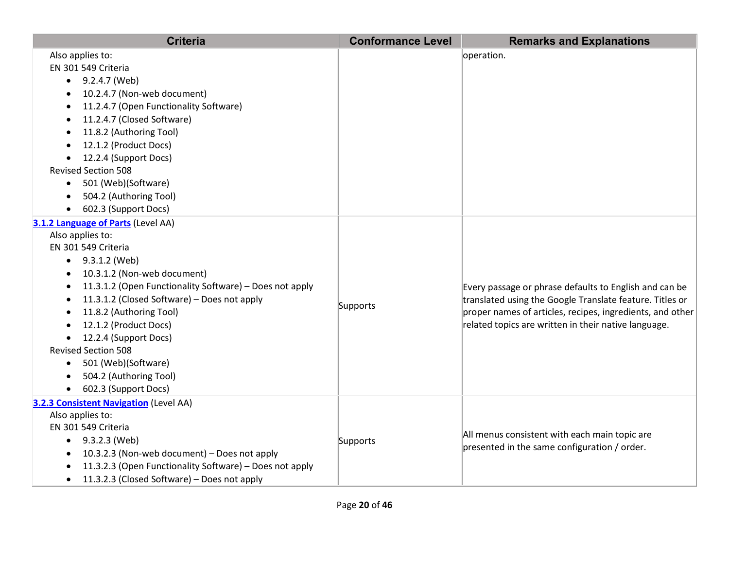| Criteria | Conformance Level | Remarks and Explanations |
| --- | --- | --- |
| Also applies to:<br>EN 301 549 Criteria<br>• 9.2.4.7 (Web)<br>• 10.2.4.7 (Non-web document)<br>• 11.2.4.7 (Open Functionality Software)<br>• 11.2.4.7 (Closed Software)<br>• 11.8.2 (Authoring Tool)<br>• 12.1.2 (Product Docs)<br>• 12.2.4 (Support Docs)<br>Revised Section 508<br>• 501 (Web)(Software)<br>• 504.2 (Authoring Tool)<br>• 602.3 (Support Docs) | | operation. |
| **3.1.2 Language of Parts** (Level AA)<br>Also applies to:<br>EN 301 549 Criteria<br>• 9.3.1.2 (Web)<br>• 10.3.1.2 (Non-web document)<br>• 11.3.1.2 (Open Functionality Software) – Does not apply<br>• 11.3.1.2 (Closed Software) – Does not apply<br>• 11.8.2 (Authoring Tool)<br>• 12.1.2 (Product Docs)<br>• 12.2.4 (Support Docs)<br>Revised Section 508<br>• 501 (Web)(Software)<br>• 504.2 (Authoring Tool)<br>• 602.3 (Support Docs) | Supports | Every passage or phrase defaults to English and can be translated using the Google Translate feature. Titles or proper names of articles, recipes, ingredients, and other related topics are written in their native language. |
| **3.2.3 Consistent Navigation** (Level AA)<br>Also applies to:<br>EN 301 549 Criteria<br>• 9.3.2.3 (Web)<br>• 10.3.2.3 (Non-web document) – Does not apply<br>• 11.3.2.3 (Open Functionality Software) – Does not apply<br>• 11.3.2.3 (Closed Software) – Does not apply | Supports | All menus consistent with each main topic are presented in the same configuration / order. |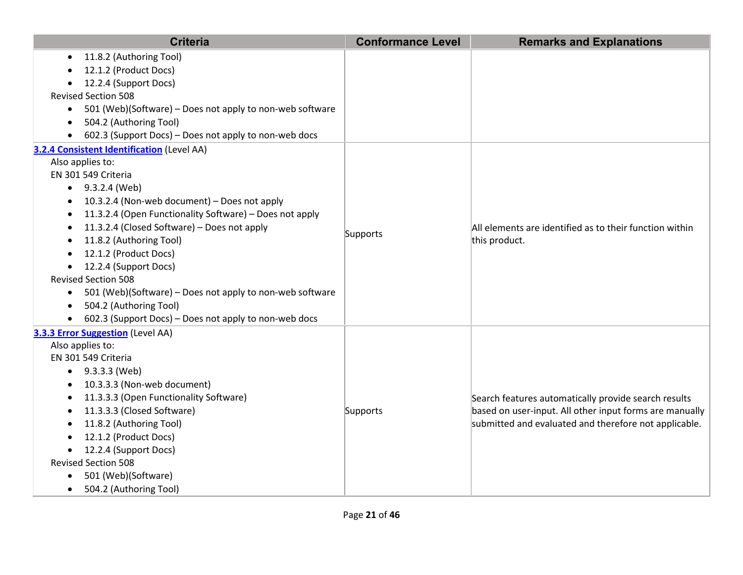| Criteria | Conformance Level | Remarks and Explanations |
|---|---|---|
| <ul><li>11.8.2 (Authoring Tool)</li><li>12.1.2 (Product Docs)</li><li>12.2.4 (Support Docs)</li></ul>Revised Section 508<ul><li>501 (Web)(Software) – Does not apply to non-web software</li><li>504.2 (Authoring Tool)</li><li>602.3 (Support Docs) – Does not apply to non-web docs</li></ul> | | |
| **[3.2.4 Consistent Identification]()** (Level AA)<br>Also applies to:<br>EN 301 549 Criteria<ul><li>9.3.2.4 (Web)</li><li>10.3.2.4 (Non-web document) – Does not apply</li><li>11.3.2.4 (Open Functionality Software) – Does not apply</li><li>11.3.2.4 (Closed Software) – Does not apply</li><li>11.8.2 (Authoring Tool)</li><li>12.1.2 (Product Docs)</li><li>12.2.4 (Support Docs)</li></ul>Revised Section 508<ul><li>501 (Web)(Software) – Does not apply to non-web software</li><li>504.2 (Authoring Tool)</li><li>602.3 (Support Docs) – Does not apply to non-web docs</li></ul> | Supports | All elements are identified as to their function within this product. |
| **[3.3.3 Error Suggestion]()** (Level AA)<br>Also applies to:<br>EN 301 549 Criteria<ul><li>9.3.3.3 (Web)</li><li>10.3.3.3 (Non-web document)</li><li>11.3.3.3 (Open Functionality Software)</li><li>11.3.3.3 (Closed Software)</li><li>11.8.2 (Authoring Tool)</li><li>12.1.2 (Product Docs)</li><li>12.2.4 (Support Docs)</li></ul>Revised Section 508<ul><li>501 (Web)(Software)</li><li>504.2 (Authoring Tool)</li></ul> | Supports | Search features automatically provide search results based on user-input. All other input forms are manually submitted and evaluated and therefore not applicable. |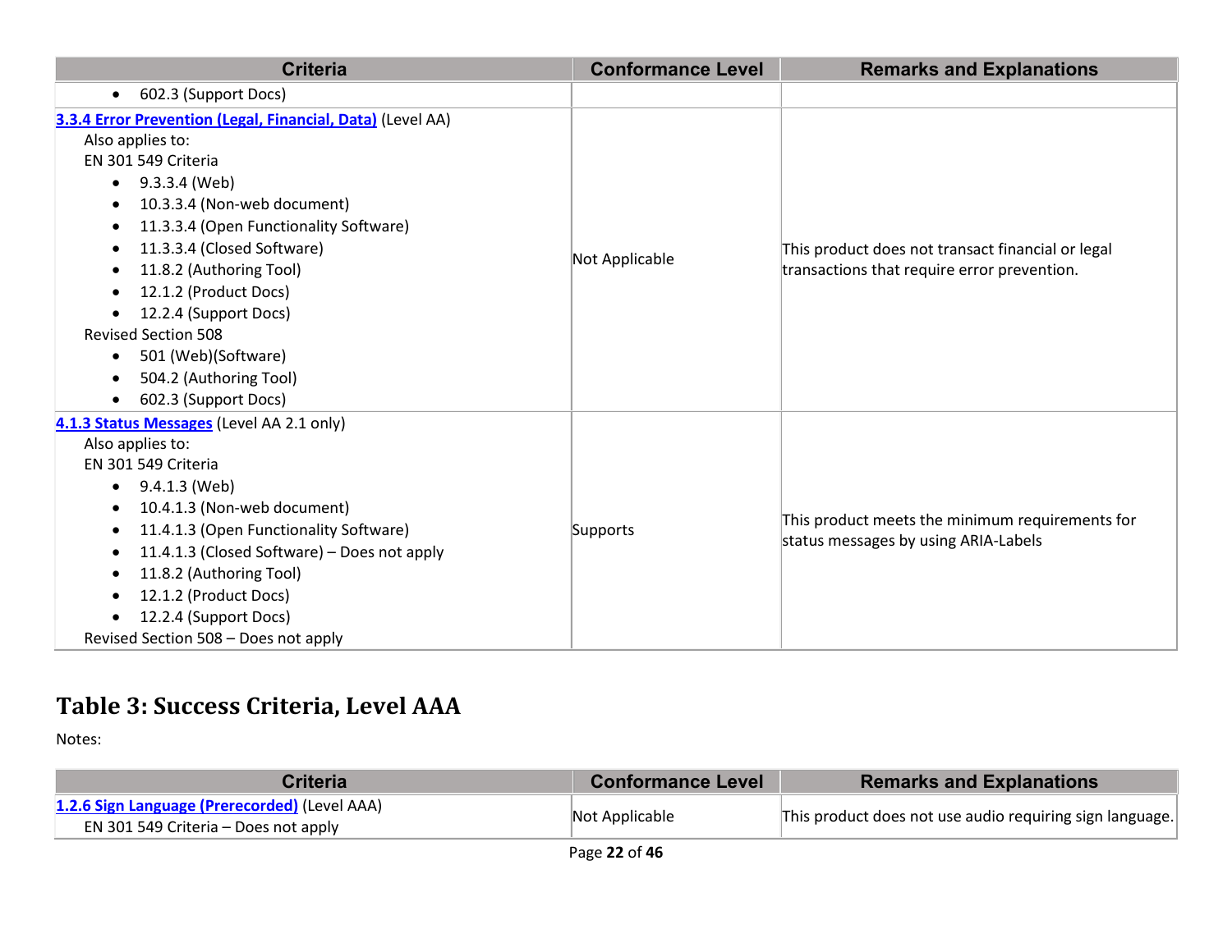| Criteria | Conformance Level | Remarks and Explanations |
|---|---|---|
| • 602.3 (Support Docs) | | |
| **3.3.4 Error Prevention (Legal, Financial, Data)** (Level AA)<br>Also applies to:<br>EN 301 549 Criteria<br>• 9.3.3.4 (Web)<br>• 10.3.3.4 (Non-web document)<br>• 11.3.3.4 (Open Functionality Software)<br>• 11.3.3.4 (Closed Software)<br>• 11.8.2 (Authoring Tool)<br>• 12.1.2 (Product Docs)<br>• 12.2.4 (Support Docs)<br>Revised Section 508<br>• 501 (Web)(Software)<br>• 504.2 (Authoring Tool)<br>• 602.3 (Support Docs) | Not Applicable | This product does not transact financial or legal transactions that require error prevention. |
| **4.1.3 Status Messages** (Level AA 2.1 only)<br>Also applies to:<br>EN 301 549 Criteria<br>• 9.4.1.3 (Web)<br>• 10.4.1.3 (Non-web document)<br>• 11.4.1.3 (Open Functionality Software)<br>• 11.4.1.3 (Closed Software) – Does not apply<br>• 11.8.2 (Authoring Tool)<br>• 12.1.2 (Product Docs)<br>• 12.2.4 (Support Docs)<br>Revised Section 508 – Does not apply | Supports | This product meets the minimum requirements for status messages by using ARIA-Labels |

## Table 3: Success Criteria, Level AAA

Notes:

| Criteria | Conformance Level | Remarks and Explanations |
|---|---|---|
| **1.2.6 Sign Language (Prerecorded)** (Level AAA)<br>EN 301 549 Criteria – Does not apply | Not Applicable | This product does not use audio requiring sign language. |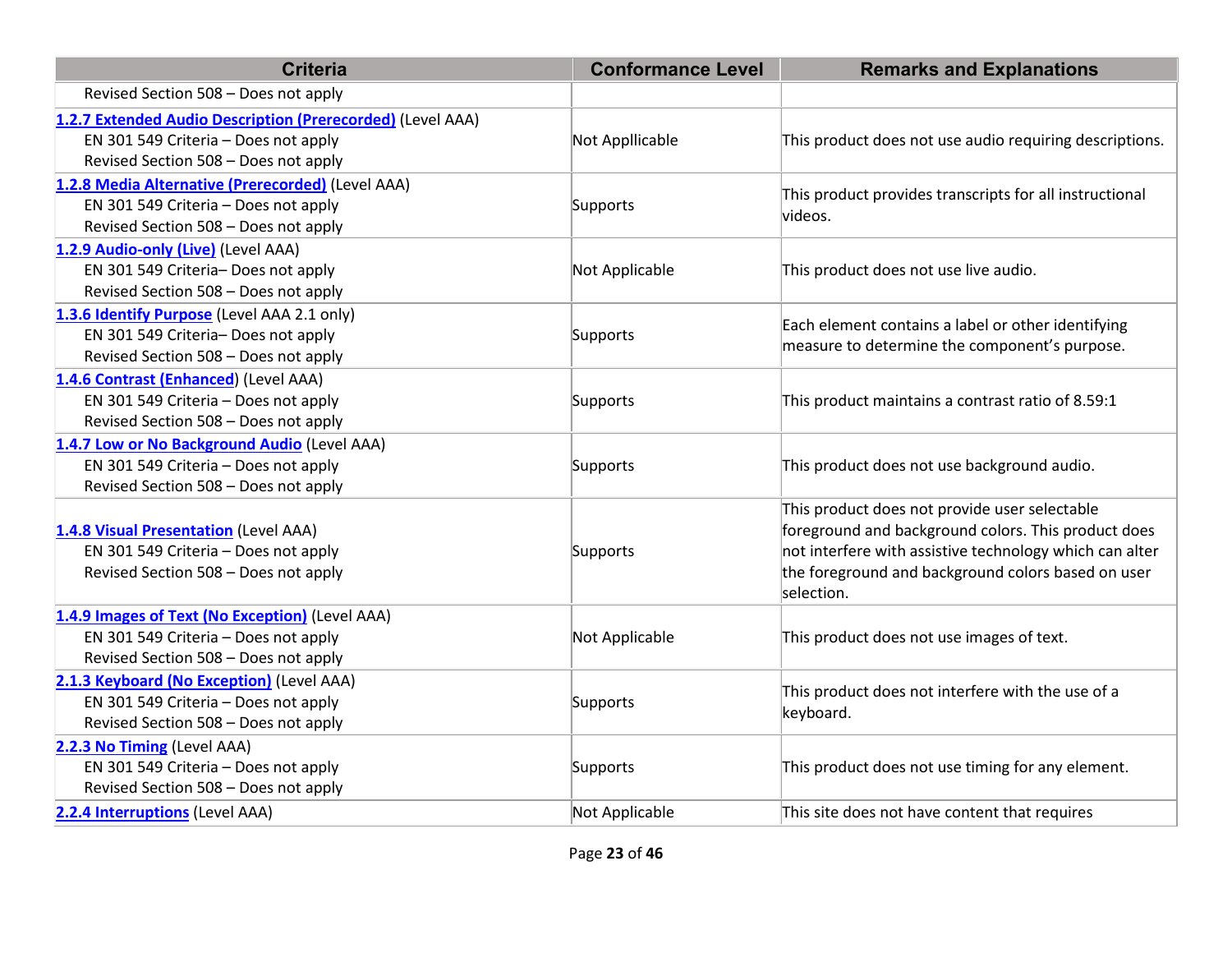| Criteria | Conformance Level | Remarks and Explanations |
|---|---|---|
| Revised Section 508 – Does not apply | | |
| **1.2.7 Extended Audio Description (Prerecorded)** (Level AAA)<br>EN 301 549 Criteria – Does not apply<br>Revised Section 508 – Does not apply | Not Appllicable | This product does not use audio requiring descriptions. |
| **1.2.8 Media Alternative (Prerecorded)** (Level AAA)<br>EN 301 549 Criteria – Does not apply<br>Revised Section 508 – Does not apply | Supports | This product provides transcripts for all instructional videos. |
| **1.2.9 Audio-only (Live)** (Level AAA)<br>EN 301 549 Criteria– Does not apply<br>Revised Section 508 – Does not apply | Not Applicable | This product does not use live audio. |
| **1.3.6 Identify Purpose** (Level AAA 2.1 only)<br>EN 301 549 Criteria– Does not apply<br>Revised Section 508 – Does not apply | Supports | Each element contains a label or other identifying measure to determine the component's purpose. |
| **1.4.6 Contrast (Enhanced)** (Level AAA)<br>EN 301 549 Criteria – Does not apply<br>Revised Section 508 – Does not apply | Supports | This product maintains a contrast ratio of 8.59:1 |
| **1.4.7 Low or No Background Audio** (Level AAA)<br>EN 301 549 Criteria – Does not apply<br>Revised Section 508 – Does not apply | Supports | This product does not use background audio. |
| **1.4.8 Visual Presentation** (Level AAA)<br>EN 301 549 Criteria – Does not apply<br>Revised Section 508 – Does not apply | Supports | This product does not provide user selectable foreground and background colors. This product does not interfere with assistive technology which can alter the foreground and background colors based on user selection. |
| **1.4.9 Images of Text (No Exception)** (Level AAA)<br>EN 301 549 Criteria – Does not apply<br>Revised Section 508 – Does not apply | Not Applicable | This product does not use images of text. |
| **2.1.3 Keyboard (No Exception)** (Level AAA)<br>EN 301 549 Criteria – Does not apply<br>Revised Section 508 – Does not apply | Supports | This product does not interfere with the use of a keyboard. |
| **2.2.3 No Timing** (Level AAA)<br>EN 301 549 Criteria – Does not apply<br>Revised Section 508 – Does not apply | Supports | This product does not use timing for any element. |
| **2.2.4 Interruptions** (Level AAA) | Not Applicable | This site does not have content that requires |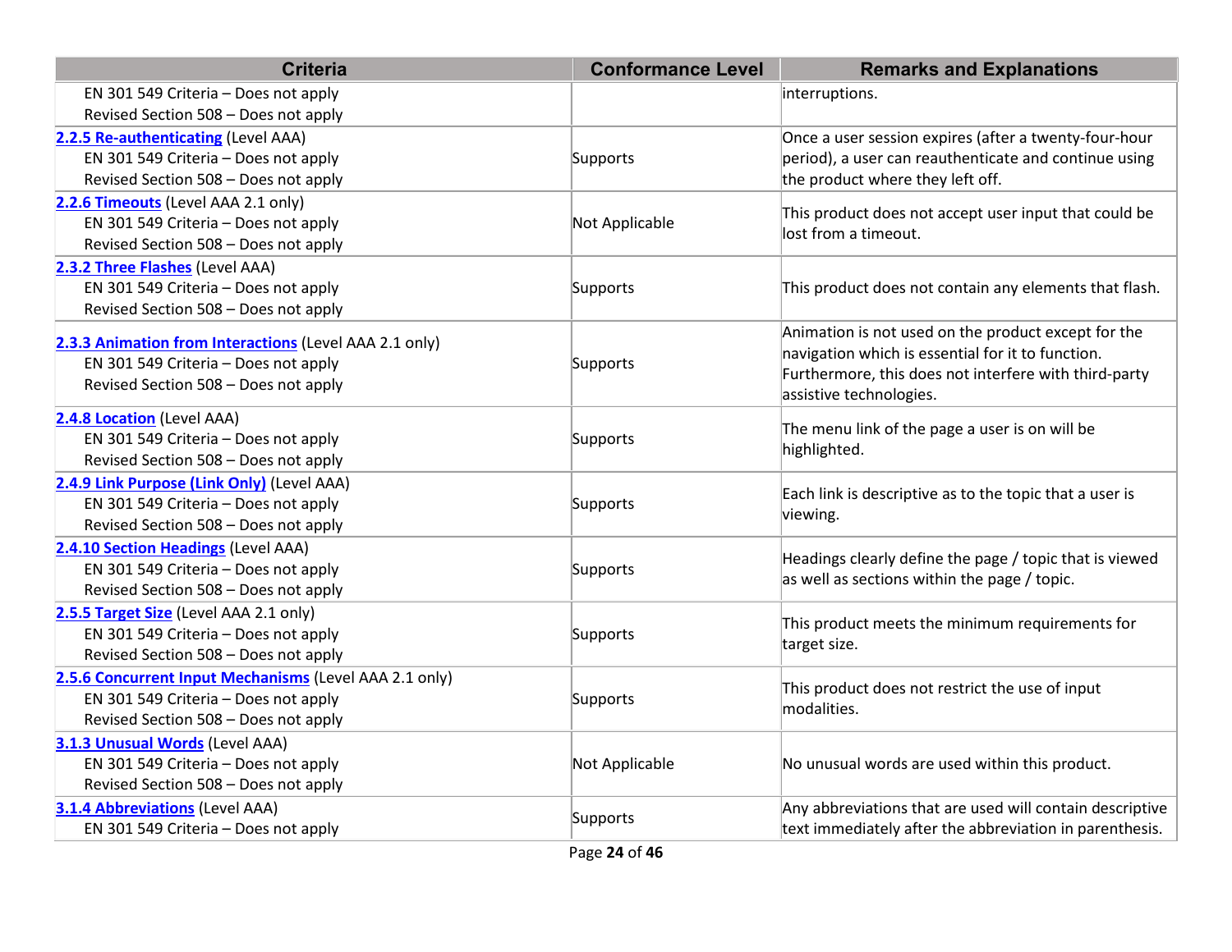| Criteria | Conformance Level | Remarks and Explanations |
| --- | --- | --- |
| EN 301 549 Criteria – Does not apply<br>Revised Section 508 – Does not apply | | interruptions. |
| **2.2.5 Re-authenticating** (Level AAA)<br>EN 301 549 Criteria – Does not apply<br>Revised Section 508 – Does not apply | Supports | Once a user session expires (after a twenty-four-hour period), a user can reauthenticate and continue using the product where they left off. |
| **2.2.6 Timeouts** (Level AAA 2.1 only)<br>EN 301 549 Criteria – Does not apply<br>Revised Section 508 – Does not apply | Not Applicable | This product does not accept user input that could be lost from a timeout. |
| **2.3.2 Three Flashes** (Level AAA)<br>EN 301 549 Criteria – Does not apply<br>Revised Section 508 – Does not apply | Supports | This product does not contain any elements that flash. |
| **2.3.3 Animation from Interactions** (Level AAA 2.1 only)<br>EN 301 549 Criteria – Does not apply<br>Revised Section 508 – Does not apply | Supports | Animation is not used on the product except for the navigation which is essential for it to function. Furthermore, this does not interfere with third-party assistive technologies. |
| **2.4.8 Location** (Level AAA)<br>EN 301 549 Criteria – Does not apply<br>Revised Section 508 – Does not apply | Supports | The menu link of the page a user is on will be highlighted. |
| **2.4.9 Link Purpose (Link Only)** (Level AAA)<br>EN 301 549 Criteria – Does not apply<br>Revised Section 508 – Does not apply | Supports | Each link is descriptive as to the topic that a user is viewing. |
| **2.4.10 Section Headings** (Level AAA)<br>EN 301 549 Criteria – Does not apply<br>Revised Section 508 – Does not apply | Supports | Headings clearly define the page / topic that is viewed as well as sections within the page / topic. |
| **2.5.5 Target Size** (Level AAA 2.1 only)<br>EN 301 549 Criteria – Does not apply<br>Revised Section 508 – Does not apply | Supports | This product meets the minimum requirements for target size. |
| **2.5.6 Concurrent Input Mechanisms** (Level AAA 2.1 only)<br>EN 301 549 Criteria – Does not apply<br>Revised Section 508 – Does not apply | Supports | This product does not restrict the use of input modalities. |
| **3.1.3 Unusual Words** (Level AAA)<br>EN 301 549 Criteria – Does not apply<br>Revised Section 508 – Does not apply | Not Applicable | No unusual words are used within this product. |
| **3.1.4 Abbreviations** (Level AAA)<br>EN 301 549 Criteria – Does not apply | Supports | Any abbreviations that are used will contain descriptive text immediately after the abbreviation in parenthesis. |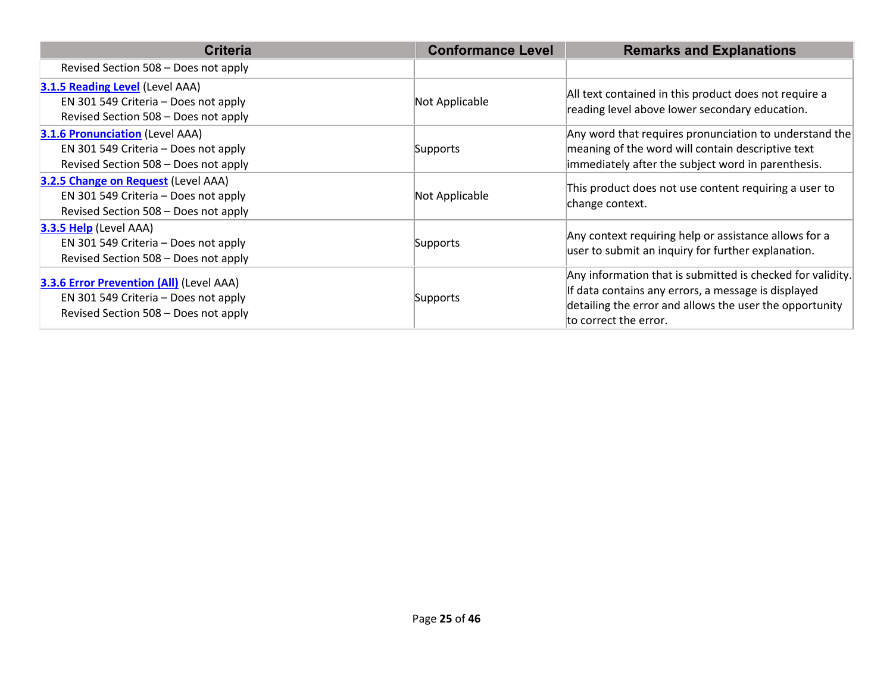| Criteria | Conformance Level | Remarks and Explanations |
|---|---|---|
| Revised Section 508 – Does not apply | | |
| **3.1.5 Reading Level** (Level AAA)<br>EN 301 549 Criteria – Does not apply<br>Revised Section 508 – Does not apply | Not Applicable | All text contained in this product does not require a reading level above lower secondary education. |
| **3.1.6 Pronunciation** (Level AAA)<br>EN 301 549 Criteria – Does not apply<br>Revised Section 508 – Does not apply | Supports | Any word that requires pronunciation to understand the meaning of the word will contain descriptive text immediately after the subject word in parenthesis. |
| **3.2.5 Change on Request** (Level AAA)<br>EN 301 549 Criteria – Does not apply<br>Revised Section 508 – Does not apply | Not Applicable | This product does not use content requiring a user to change context. |
| **3.3.5 Help** (Level AAA)<br>EN 301 549 Criteria – Does not apply<br>Revised Section 508 – Does not apply | Supports | Any context requiring help or assistance allows for a user to submit an inquiry for further explanation. |
| **3.3.6 Error Prevention (All)** (Level AAA)<br>EN 301 549 Criteria – Does not apply<br>Revised Section 508 – Does not apply | Supports | Any information that is submitted is checked for validity. If data contains any errors, a message is displayed detailing the error and allows the user the opportunity to correct the error. |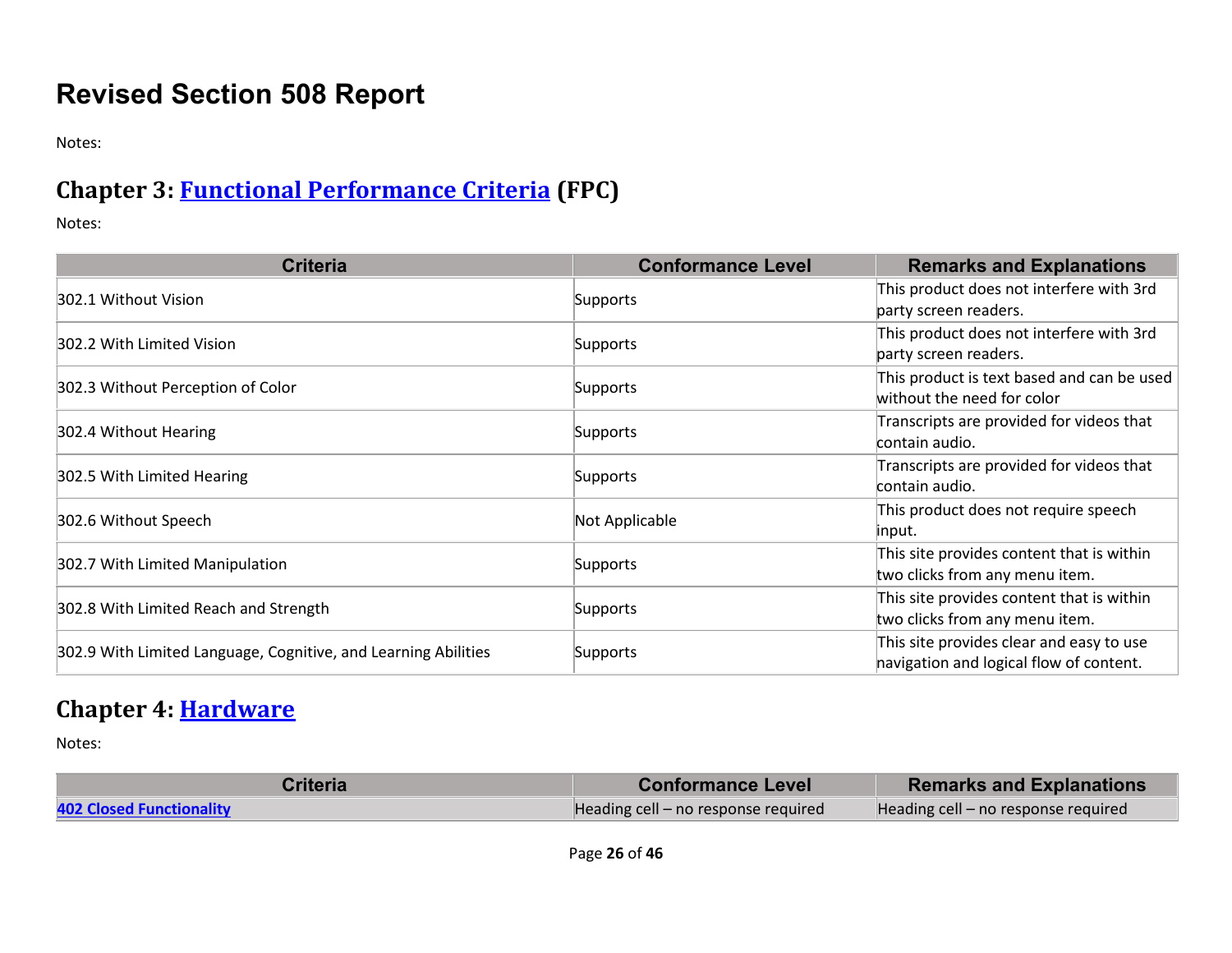# Revised Section 508 Report

Notes:

## Chapter 3: Functional Performance Criteria (FPC)

Notes:

| Criteria | Conformance Level | Remarks and Explanations |
| --- | --- | --- |
| 302.1 Without Vision | Supports | This product does not interfere with 3rd party screen readers. |
| 302.2 With Limited Vision | Supports | This product does not interfere with 3rd party screen readers. |
| 302.3 Without Perception of Color | Supports | This product is text based and can be used without the need for color |
| 302.4 Without Hearing | Supports | Transcripts are provided for videos that contain audio. |
| 302.5 With Limited Hearing | Supports | Transcripts are provided for videos that contain audio. |
| 302.6 Without Speech | Not Applicable | This product does not require speech input. |
| 302.7 With Limited Manipulation | Supports | This site provides content that is within two clicks from any menu item. |
| 302.8 With Limited Reach and Strength | Supports | This site provides content that is within two clicks from any menu item. |
| 302.9 With Limited Language, Cognitive, and Learning Abilities | Supports | This site provides clear and easy to use navigation and logical flow of content. |

## Chapter 4: Hardware

Notes:

| Criteria | Conformance Level | Remarks and Explanations |
| --- | --- | --- |
| **402 Closed Functionality** | Heading cell – no response required | Heading cell – no response required |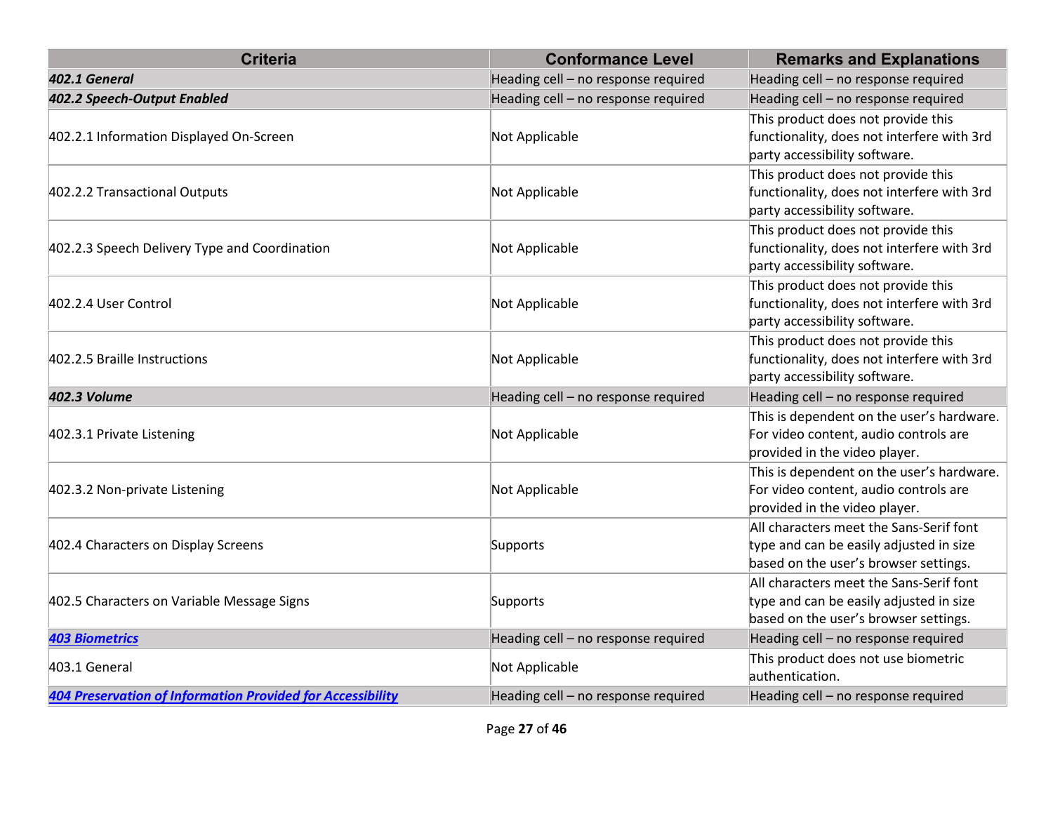| Criteria | Conformance Level | Remarks and Explanations |
|---|---|---|
| ***402.1 General*** | Heading cell – no response required | Heading cell – no response required |
| ***402.2 Speech-Output Enabled*** | Heading cell – no response required | Heading cell – no response required |
| 402.2.1 Information Displayed On-Screen | Not Applicable | This product does not provide this functionality, does not interfere with 3rd party accessibility software. |
| 402.2.2 Transactional Outputs | Not Applicable | This product does not provide this functionality, does not interfere with 3rd party accessibility software. |
| 402.2.3 Speech Delivery Type and Coordination | Not Applicable | This product does not provide this functionality, does not interfere with 3rd party accessibility software. |
| 402.2.4 User Control | Not Applicable | This product does not provide this functionality, does not interfere with 3rd party accessibility software. |
| 402.2.5 Braille Instructions | Not Applicable | This product does not provide this functionality, does not interfere with 3rd party accessibility software. |
| ***402.3 Volume*** | Heading cell – no response required | Heading cell – no response required |
| 402.3.1 Private Listening | Not Applicable | This is dependent on the user's hardware. For video content, audio controls are provided in the video player. |
| 402.3.2 Non-private Listening | Not Applicable | This is dependent on the user's hardware. For video content, audio controls are provided in the video player. |
| 402.4 Characters on Display Screens | Supports | All characters meet the Sans-Serif font type and can be easily adjusted in size based on the user's browser settings. |
| 402.5 Characters on Variable Message Signs | Supports | All characters meet the Sans-Serif font type and can be easily adjusted in size based on the user's browser settings. |
| ***403 Biometrics*** | Heading cell – no response required | Heading cell – no response required |
| 403.1 General | Not Applicable | This product does not use biometric authentication. |
| ***404 Preservation of Information Provided for Accessibility*** | Heading cell – no response required | Heading cell – no response required |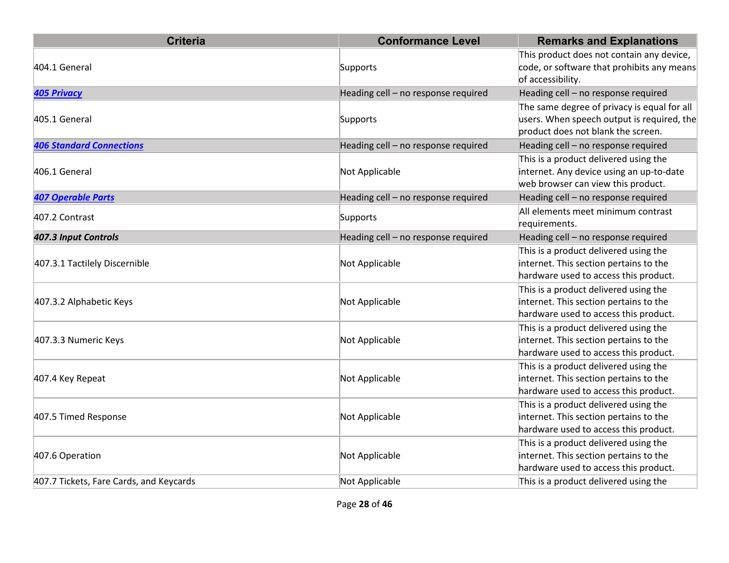| Criteria | Conformance Level | Remarks and Explanations |
|---|---|---|
| 404.1 General | Supports | This product does not contain any device, code, or software that prohibits any means of accessibility. |
| ***405 Privacy*** | Heading cell – no response required | Heading cell – no response required |
| 405.1 General | Supports | The same degree of privacy is equal for all users. When speech output is required, the product does not blank the screen. |
| ***406 Standard Connections*** | Heading cell – no response required | Heading cell – no response required |
| 406.1 General | Not Applicable | This is a product delivered using the internet. Any device using an up-to-date web browser can view this product. |
| ***407 Operable Parts*** | Heading cell – no response required | Heading cell – no response required |
| 407.2 Contrast | Supports | All elements meet minimum contrast requirements. |
| ***407.3 Input Controls*** | Heading cell – no response required | Heading cell – no response required |
| 407.3.1 Tactilely Discernible | Not Applicable | This is a product delivered using the internet. This section pertains to the hardware used to access this product. |
| 407.3.2 Alphabetic Keys | Not Applicable | This is a product delivered using the internet. This section pertains to the hardware used to access this product. |
| 407.3.3 Numeric Keys | Not Applicable | This is a product delivered using the internet. This section pertains to the hardware used to access this product. |
| 407.4 Key Repeat | Not Applicable | This is a product delivered using the internet. This section pertains to the hardware used to access this product. |
| 407.5 Timed Response | Not Applicable | This is a product delivered using the internet. This section pertains to the hardware used to access this product. |
| 407.6 Operation | Not Applicable | This is a product delivered using the internet. This section pertains to the hardware used to access this product. |
| 407.7 Tickets, Fare Cards, and Keycards | Not Applicable | This is a product delivered using the |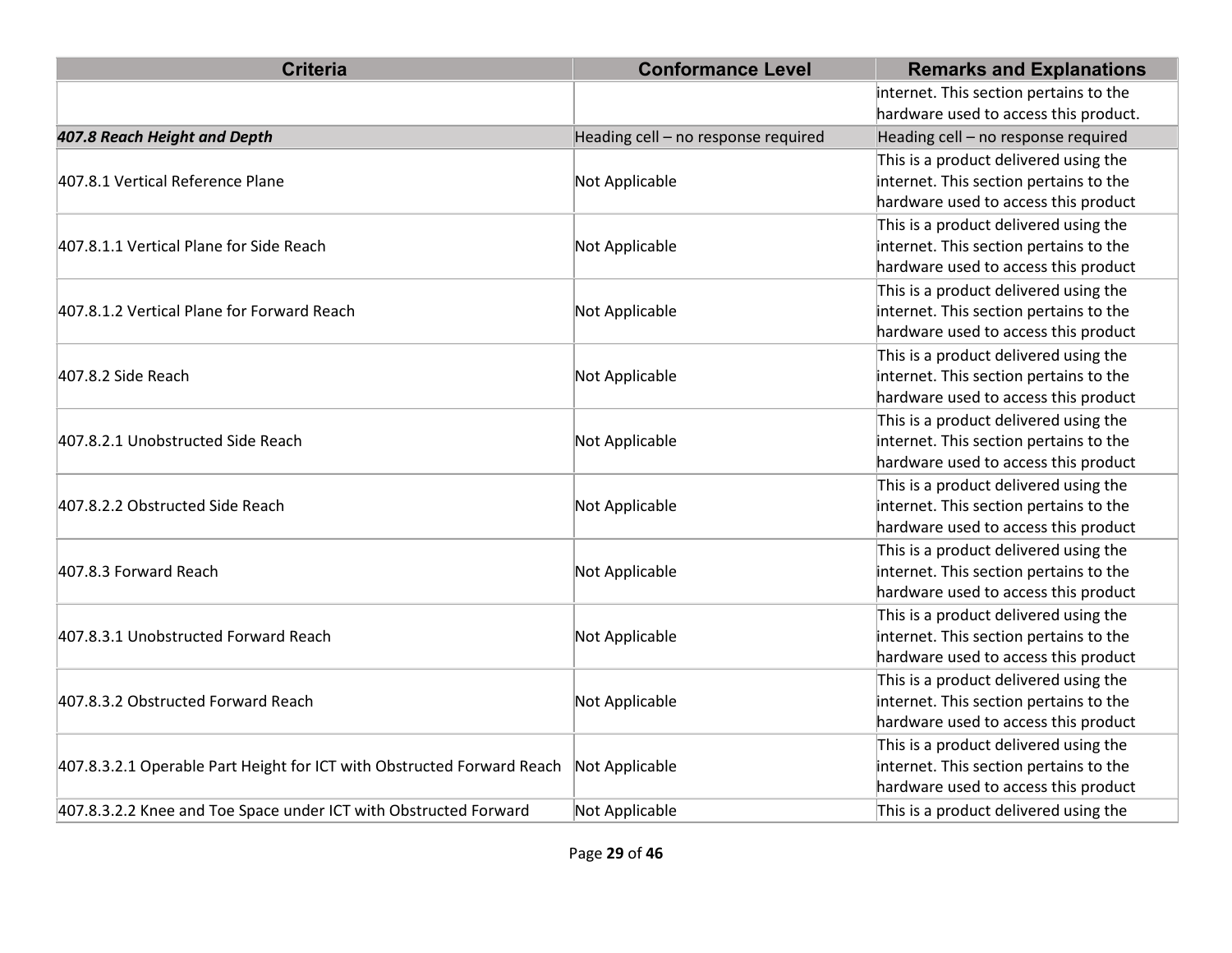| Criteria | Conformance Level | Remarks and Explanations |
|---|---|---|
| | | internet. This section pertains to the hardware used to access this product. |
| ***407.8 Reach Height and Depth*** | Heading cell – no response required | Heading cell – no response required |
| 407.8.1 Vertical Reference Plane | Not Applicable | This is a product delivered using the internet. This section pertains to the hardware used to access this product |
| 407.8.1.1 Vertical Plane for Side Reach | Not Applicable | This is a product delivered using the internet. This section pertains to the hardware used to access this product |
| 407.8.1.2 Vertical Plane for Forward Reach | Not Applicable | This is a product delivered using the internet. This section pertains to the hardware used to access this product |
| 407.8.2 Side Reach | Not Applicable | This is a product delivered using the internet. This section pertains to the hardware used to access this product |
| 407.8.2.1 Unobstructed Side Reach | Not Applicable | This is a product delivered using the internet. This section pertains to the hardware used to access this product |
| 407.8.2.2 Obstructed Side Reach | Not Applicable | This is a product delivered using the internet. This section pertains to the hardware used to access this product |
| 407.8.3 Forward Reach | Not Applicable | This is a product delivered using the internet. This section pertains to the hardware used to access this product |
| 407.8.3.1 Unobstructed Forward Reach | Not Applicable | This is a product delivered using the internet. This section pertains to the hardware used to access this product |
| 407.8.3.2 Obstructed Forward Reach | Not Applicable | This is a product delivered using the internet. This section pertains to the hardware used to access this product |
| 407.8.3.2.1 Operable Part Height for ICT with Obstructed Forward Reach | Not Applicable | This is a product delivered using the internet. This section pertains to the hardware used to access this product |
| 407.8.3.2.2 Knee and Toe Space under ICT with Obstructed Forward | Not Applicable | This is a product delivered using the |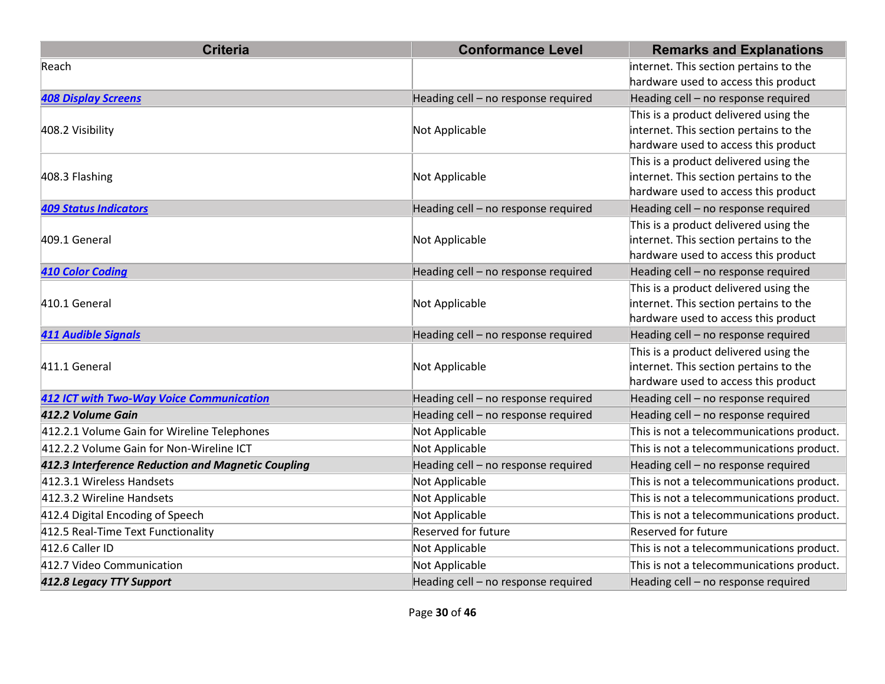| Criteria | Conformance Level | Remarks and Explanations |
| --- | --- | --- |
| Reach | | internet. This section pertains to the hardware used to access this product |
| ***408 Display Screens*** | Heading cell – no response required | Heading cell – no response required |
| 408.2 Visibility | Not Applicable | This is a product delivered using the internet. This section pertains to the hardware used to access this product |
| 408.3 Flashing | Not Applicable | This is a product delivered using the internet. This section pertains to the hardware used to access this product |
| ***409 Status Indicators*** | Heading cell – no response required | Heading cell – no response required |
| 409.1 General | Not Applicable | This is a product delivered using the internet. This section pertains to the hardware used to access this product |
| ***410 Color Coding*** | Heading cell – no response required | Heading cell – no response required |
| 410.1 General | Not Applicable | This is a product delivered using the internet. This section pertains to the hardware used to access this product |
| ***411 Audible Signals*** | Heading cell – no response required | Heading cell – no response required |
| 411.1 General | Not Applicable | This is a product delivered using the internet. This section pertains to the hardware used to access this product |
| ***412 ICT with Two-Way Voice Communication*** | Heading cell – no response required | Heading cell – no response required |
| ***412.2 Volume Gain*** | Heading cell – no response required | Heading cell – no response required |
| 412.2.1 Volume Gain for Wireline Telephones | Not Applicable | This is not a telecommunications product. |
| 412.2.2 Volume Gain for Non-Wireline ICT | Not Applicable | This is not a telecommunications product. |
| ***412.3 Interference Reduction and Magnetic Coupling*** | Heading cell – no response required | Heading cell – no response required |
| 412.3.1 Wireless Handsets | Not Applicable | This is not a telecommunications product. |
| 412.3.2 Wireline Handsets | Not Applicable | This is not a telecommunications product. |
| 412.4 Digital Encoding of Speech | Not Applicable | This is not a telecommunications product. |
| 412.5 Real-Time Text Functionality | Reserved for future | Reserved for future |
| 412.6 Caller ID | Not Applicable | This is not a telecommunications product. |
| 412.7 Video Communication | Not Applicable | This is not a telecommunications product. |
| ***412.8 Legacy TTY Support*** | Heading cell – no response required | Heading cell – no response required |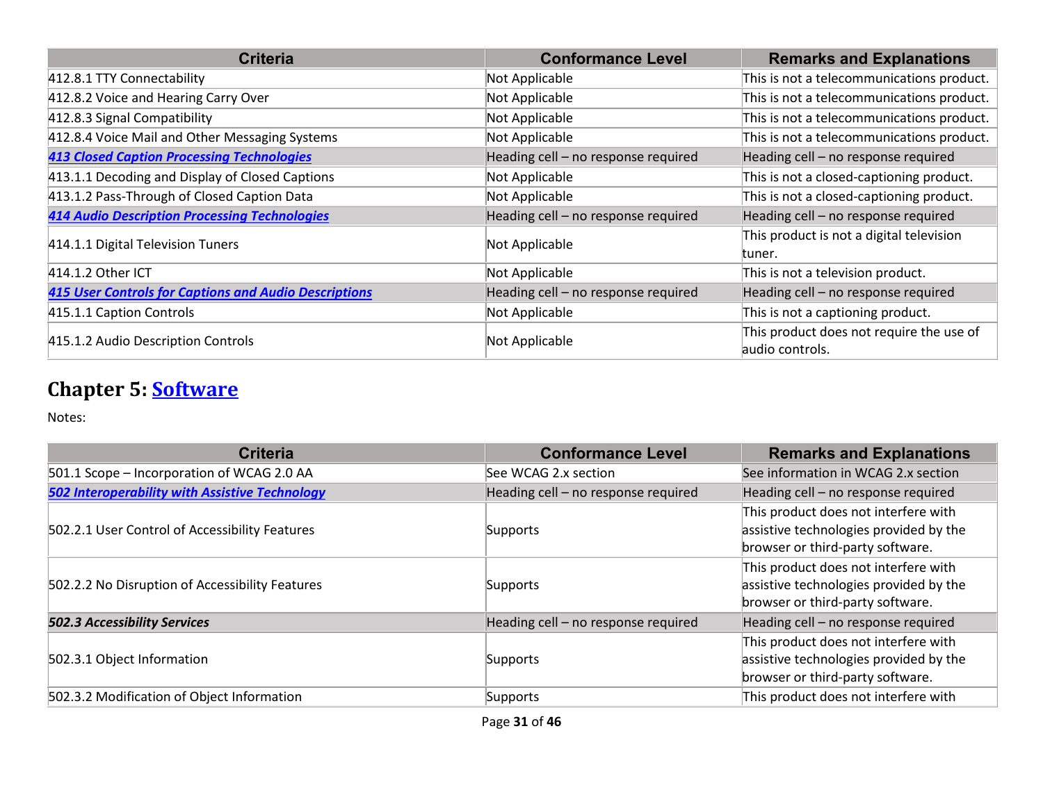| Criteria | Conformance Level | Remarks and Explanations |
|---|---|---|
| 412.8.1 TTY Connectability | Not Applicable | This is not a telecommunications product. |
| 412.8.2 Voice and Hearing Carry Over | Not Applicable | This is not a telecommunications product. |
| 412.8.3 Signal Compatibility | Not Applicable | This is not a telecommunications product. |
| 412.8.4 Voice Mail and Other Messaging Systems | Not Applicable | This is not a telecommunications product. |
| ***413 Closed Caption Processing Technologies*** | Heading cell – no response required | Heading cell – no response required |
| 413.1.1 Decoding and Display of Closed Captions | Not Applicable | This is not a closed-captioning product. |
| 413.1.2 Pass-Through of Closed Caption Data | Not Applicable | This is not a closed-captioning product. |
| ***414 Audio Description Processing Technologies*** | Heading cell – no response required | Heading cell – no response required |
| 414.1.1 Digital Television Tuners | Not Applicable | This product is not a digital television tuner. |
| 414.1.2 Other ICT | Not Applicable | This is not a television product. |
| ***415 User Controls for Captions and Audio Descriptions*** | Heading cell – no response required | Heading cell – no response required |
| 415.1.1 Caption Controls | Not Applicable | This is not a captioning product. |
| 415.1.2 Audio Description Controls | Not Applicable | This product does not require the use of audio controls. |

## Chapter 5: Software

Notes:

| Criteria | Conformance Level | Remarks and Explanations |
|---|---|---|
| 501.1 Scope – Incorporation of WCAG 2.0 AA | See WCAG 2.x section | See information in WCAG 2.x section |
| ***502 Interoperability with Assistive Technology*** | Heading cell – no response required | Heading cell – no response required |
| 502.2.1 User Control of Accessibility Features | Supports | This product does not interfere with assistive technologies provided by the browser or third-party software. |
| 502.2.2 No Disruption of Accessibility Features | Supports | This product does not interfere with assistive technologies provided by the browser or third-party software. |
| ***502.3 Accessibility Services*** | Heading cell – no response required | Heading cell – no response required |
| 502.3.1 Object Information | Supports | This product does not interfere with assistive technologies provided by the browser or third-party software. |
| 502.3.2 Modification of Object Information | Supports | This product does not interfere with |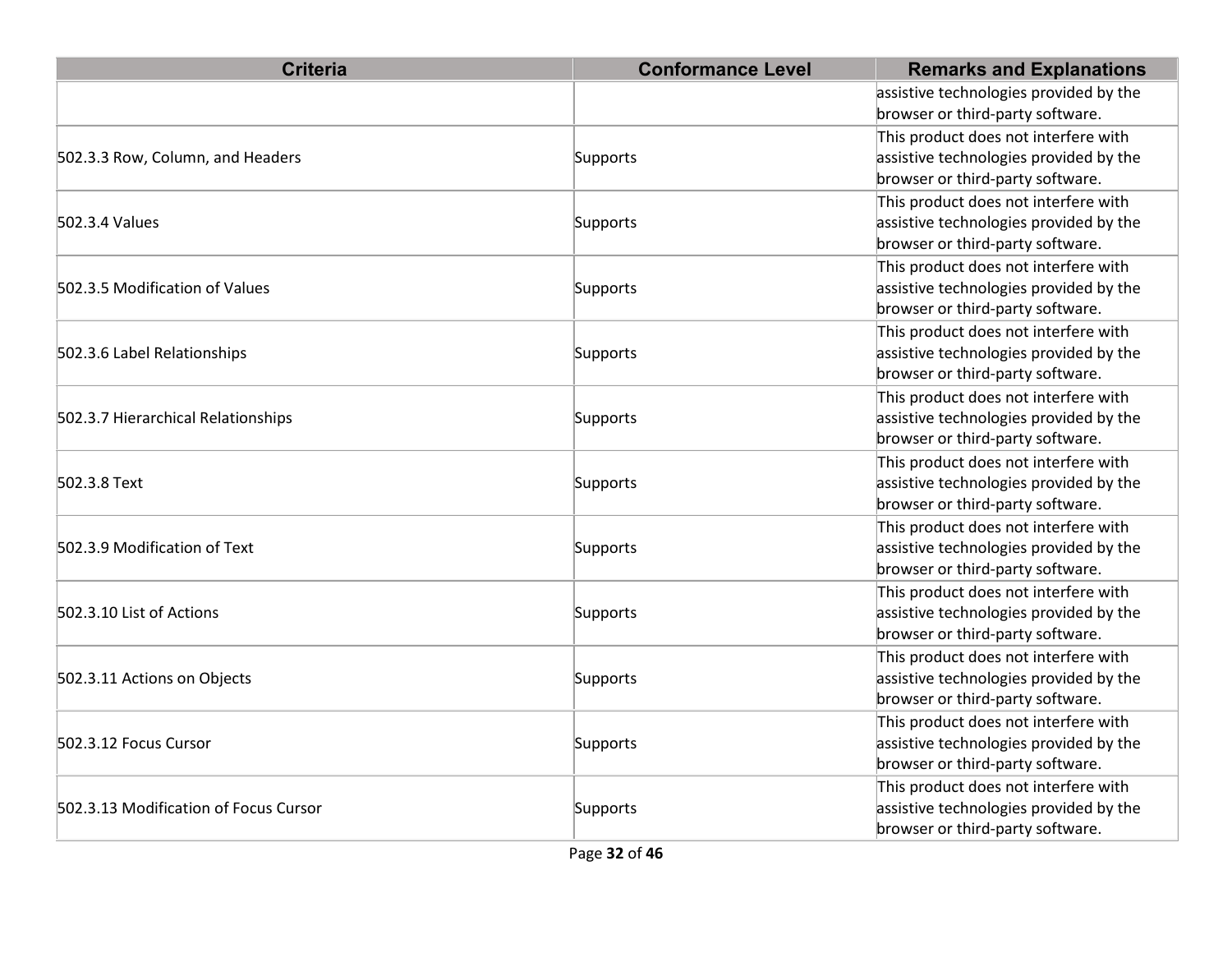| Criteria | Conformance Level | Remarks and Explanations |
| --- | --- | --- |
| | | assistive technologies provided by the browser or third-party software. |
| 502.3.3 Row, Column, and Headers | Supports | This product does not interfere with assistive technologies provided by the browser or third-party software. |
| 502.3.4 Values | Supports | This product does not interfere with assistive technologies provided by the browser or third-party software. |
| 502.3.5 Modification of Values | Supports | This product does not interfere with assistive technologies provided by the browser or third-party software. |
| 502.3.6 Label Relationships | Supports | This product does not interfere with assistive technologies provided by the browser or third-party software. |
| 502.3.7 Hierarchical Relationships | Supports | This product does not interfere with assistive technologies provided by the browser or third-party software. |
| 502.3.8 Text | Supports | This product does not interfere with assistive technologies provided by the browser or third-party software. |
| 502.3.9 Modification of Text | Supports | This product does not interfere with assistive technologies provided by the browser or third-party software. |
| 502.3.10 List of Actions | Supports | This product does not interfere with assistive technologies provided by the browser or third-party software. |
| 502.3.11 Actions on Objects | Supports | This product does not interfere with assistive technologies provided by the browser or third-party software. |
| 502.3.12 Focus Cursor | Supports | This product does not interfere with assistive technologies provided by the browser or third-party software. |
| 502.3.13 Modification of Focus Cursor | Supports | This product does not interfere with assistive technologies provided by the browser or third-party software. |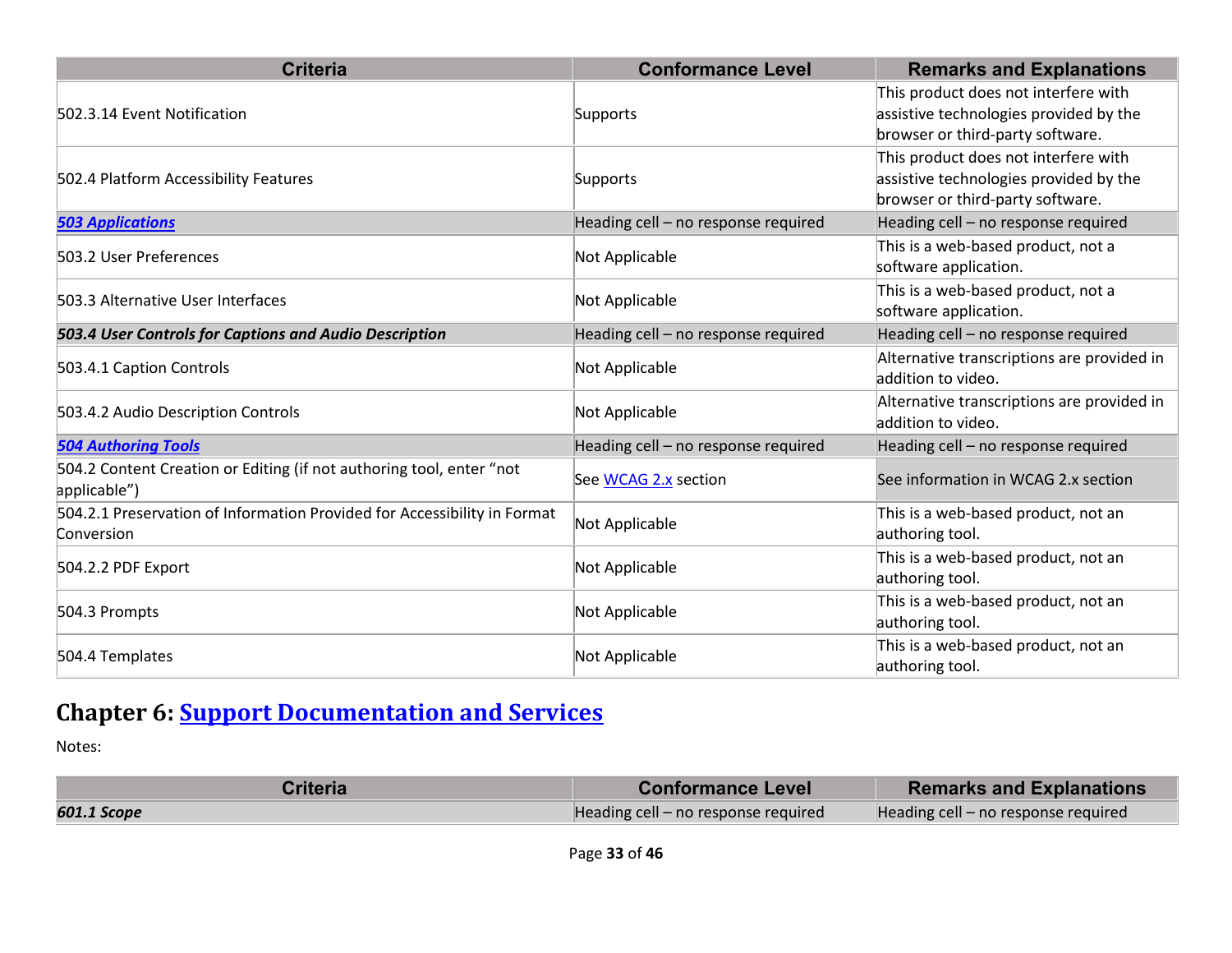| Criteria | Conformance Level | Remarks and Explanations |
|---|---|---|
| 502.3.14 Event Notification | Supports | This product does not interfere with assistive technologies provided by the browser or third-party software. |
| 502.4 Platform Accessibility Features | Supports | This product does not interfere with assistive technologies provided by the browser or third-party software. |
| ***503 Applications*** | Heading cell – no response required | Heading cell – no response required |
| 503.2 User Preferences | Not Applicable | This is a web-based product, not a software application. |
| 503.3 Alternative User Interfaces | Not Applicable | This is a web-based product, not a software application. |
| ***503.4 User Controls for Captions and Audio Description*** | Heading cell – no response required | Heading cell – no response required |
| 503.4.1 Caption Controls | Not Applicable | Alternative transcriptions are provided in addition to video. |
| 503.4.2 Audio Description Controls | Not Applicable | Alternative transcriptions are provided in addition to video. |
| ***504 Authoring Tools*** | Heading cell – no response required | Heading cell – no response required |
| 504.2 Content Creation or Editing (if not authoring tool, enter "not applicable") | See WCAG 2.x section | See information in WCAG 2.x section |
| 504.2.1 Preservation of Information Provided for Accessibility in Format Conversion | Not Applicable | This is a web-based product, not an authoring tool. |
| 504.2.2 PDF Export | Not Applicable | This is a web-based product, not an authoring tool. |
| 504.3 Prompts | Not Applicable | This is a web-based product, not an authoring tool. |
| 504.4 Templates | Not Applicable | This is a web-based product, not an authoring tool. |

## Chapter 6: Support Documentation and Services

Notes:

| Criteria | Conformance Level | Remarks and Explanations |
|---|---|---|
| ***601.1 Scope*** | Heading cell – no response required | Heading cell – no response required |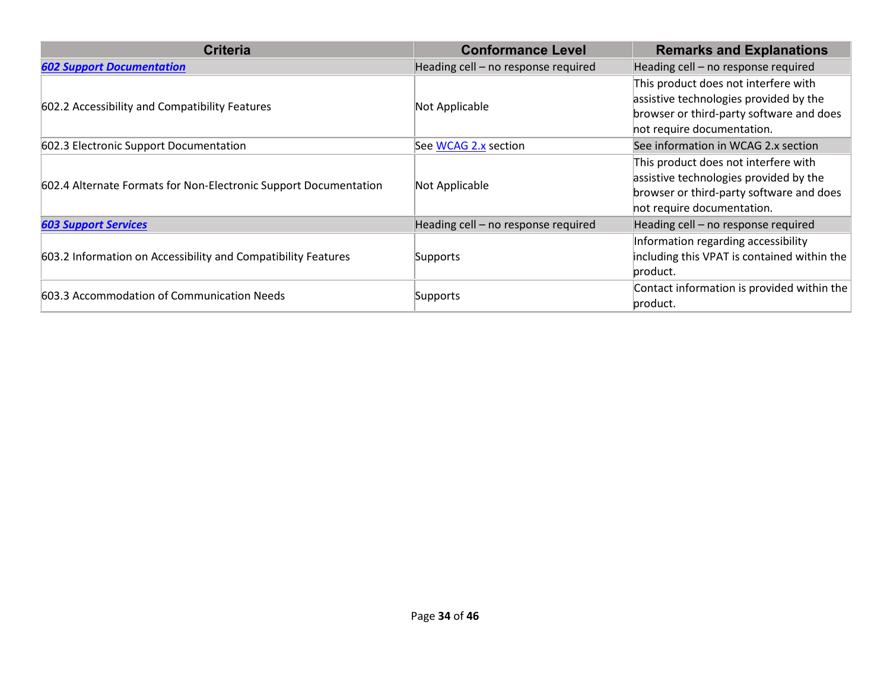| Criteria | Conformance Level | Remarks and Explanations |
|---|---|---|
| ***602 Support Documentation*** | Heading cell – no response required | Heading cell – no response required |
| 602.2 Accessibility and Compatibility Features | Not Applicable | This product does not interfere with assistive technologies provided by the browser or third-party software and does not require documentation. |
| 602.3 Electronic Support Documentation | See WCAG 2.x section | See information in WCAG 2.x section |
| 602.4 Alternate Formats for Non-Electronic Support Documentation | Not Applicable | This product does not interfere with assistive technologies provided by the browser or third-party software and does not require documentation. |
| ***603 Support Services*** | Heading cell – no response required | Heading cell – no response required |
| 603.2 Information on Accessibility and Compatibility Features | Supports | Information regarding accessibility including this VPAT is contained within the product. |
| 603.3 Accommodation of Communication Needs | Supports | Contact information is provided within the product. |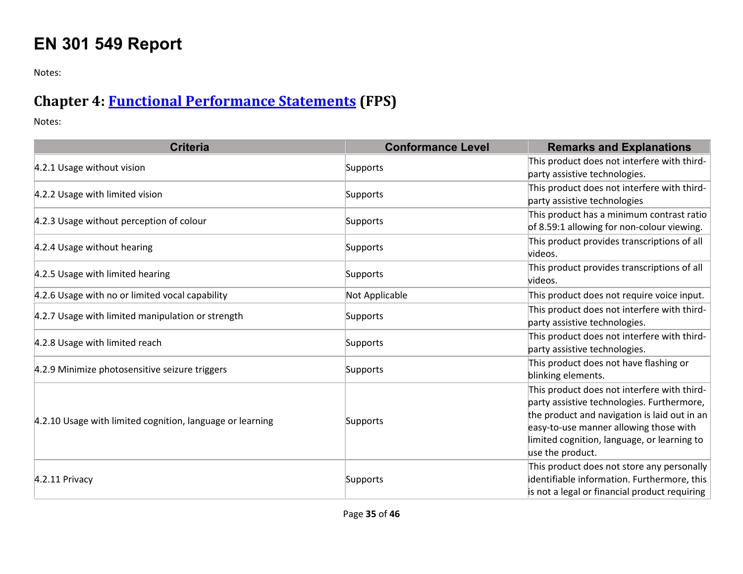# EN 301 549 Report

Notes:

## Chapter 4: [Functional Performance Statements](#) (FPS)

Notes:

| Criteria | Conformance Level | Remarks and Explanations |
|---|---|---|
| 4.2.1 Usage without vision | Supports | This product does not interfere with third-party assistive technologies. |
| 4.2.2 Usage with limited vision | Supports | This product does not interfere with third-party assistive technologies |
| 4.2.3 Usage without perception of colour | Supports | This product has a minimum contrast ratio of 8.59:1 allowing for non-colour viewing. |
| 4.2.4 Usage without hearing | Supports | This product provides transcriptions of all videos. |
| 4.2.5 Usage with limited hearing | Supports | This product provides transcriptions of all videos. |
| 4.2.6 Usage with no or limited vocal capability | Not Applicable | This product does not require voice input. |
| 4.2.7 Usage with limited manipulation or strength | Supports | This product does not interfere with third-party assistive technologies. |
| 4.2.8 Usage with limited reach | Supports | This product does not interfere with third-party assistive technologies. |
| 4.2.9 Minimize photosensitive seizure triggers | Supports | This product does not have flashing or blinking elements. |
| 4.2.10 Usage with limited cognition, language or learning | Supports | This product does not interfere with third-party assistive technologies. Furthermore, the product and navigation is laid out in an easy-to-use manner allowing those with limited cognition, language, or learning to use the product. |
| 4.2.11 Privacy | Supports | This product does not store any personally identifiable information. Furthermore, this is not a legal or financial product requiring |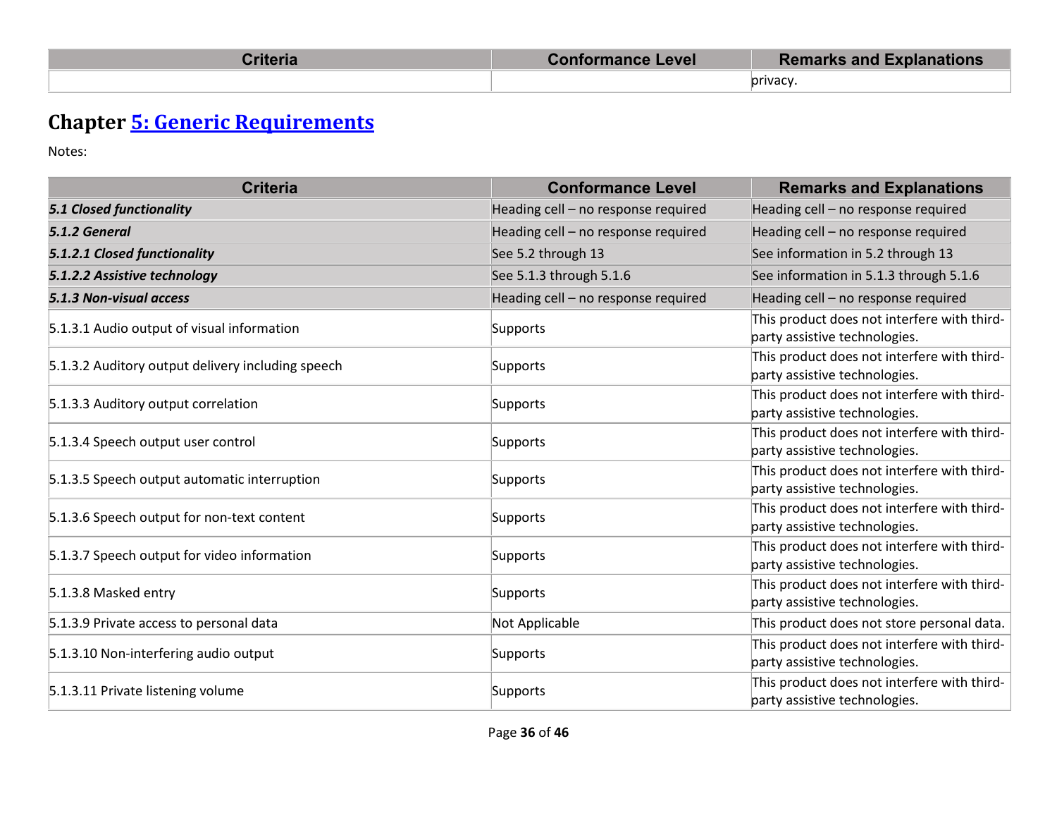| Criteria | Conformance Level | Remarks and Explanations |
|---|---|---|
| | | privacy. |

## Chapter 5: Generic Requirements

Notes:

| Criteria | Conformance Level | Remarks and Explanations |
|---|---|---|
| ***5.1 Closed functionality*** | Heading cell – no response required | Heading cell – no response required |
| ***5.1.2 General*** | Heading cell – no response required | Heading cell – no response required |
| ***5.1.2.1 Closed functionality*** | See 5.2 through 13 | See information in 5.2 through 13 |
| ***5.1.2.2 Assistive technology*** | See 5.1.3 through 5.1.6 | See information in 5.1.3 through 5.1.6 |
| ***5.1.3 Non-visual access*** | Heading cell – no response required | Heading cell – no response required |
| 5.1.3.1 Audio output of visual information | Supports | This product does not interfere with third-party assistive technologies. |
| 5.1.3.2 Auditory output delivery including speech | Supports | This product does not interfere with third-party assistive technologies. |
| 5.1.3.3 Auditory output correlation | Supports | This product does not interfere with third-party assistive technologies. |
| 5.1.3.4 Speech output user control | Supports | This product does not interfere with third-party assistive technologies. |
| 5.1.3.5 Speech output automatic interruption | Supports | This product does not interfere with third-party assistive technologies. |
| 5.1.3.6 Speech output for non-text content | Supports | This product does not interfere with third-party assistive technologies. |
| 5.1.3.7 Speech output for video information | Supports | This product does not interfere with third-party assistive technologies. |
| 5.1.3.8 Masked entry | Supports | This product does not interfere with third-party assistive technologies. |
| 5.1.3.9 Private access to personal data | Not Applicable | This product does not store personal data. |
| 5.1.3.10 Non-interfering audio output | Supports | This product does not interfere with third-party assistive technologies. |
| 5.1.3.11 Private listening volume | Supports | This product does not interfere with third-party assistive technologies. |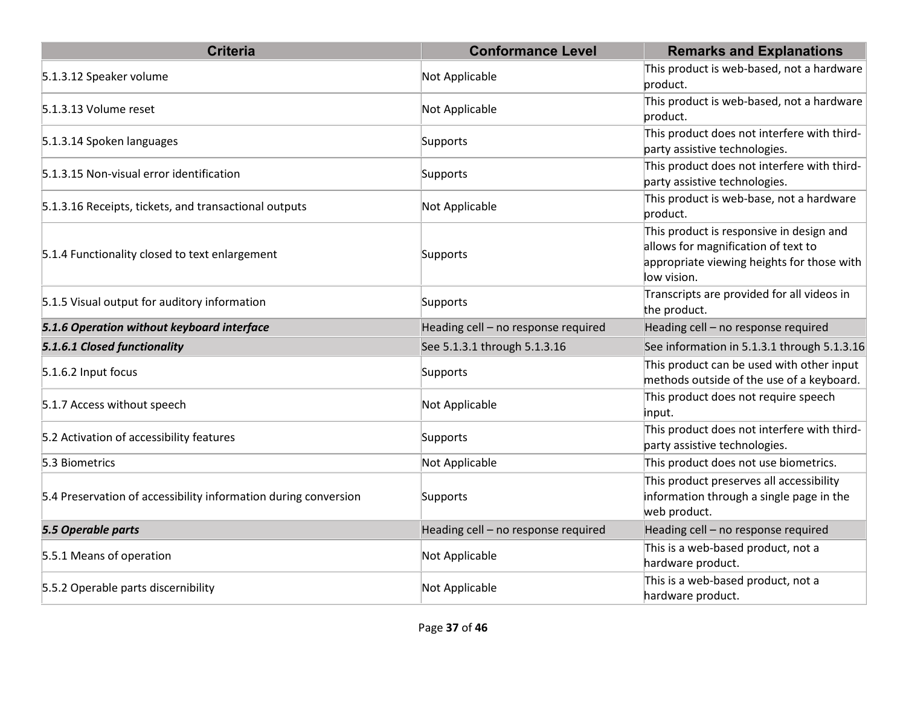| Criteria | Conformance Level | Remarks and Explanations |
| --- | --- | --- |
| 5.1.3.12 Speaker volume | Not Applicable | This product is web-based, not a hardware product. |
| 5.1.3.13 Volume reset | Not Applicable | This product is web-based, not a hardware product. |
| 5.1.3.14 Spoken languages | Supports | This product does not interfere with third-party assistive technologies. |
| 5.1.3.15 Non-visual error identification | Supports | This product does not interfere with third-party assistive technologies. |
| 5.1.3.16 Receipts, tickets, and transactional outputs | Not Applicable | This product is web-base, not a hardware product. |
| 5.1.4 Functionality closed to text enlargement | Supports | This product is responsive in design and allows for magnification of text to appropriate viewing heights for those with low vision. |
| 5.1.5 Visual output for auditory information | Supports | Transcripts are provided for all videos in the product. |
| ***5.1.6 Operation without keyboard interface*** | Heading cell – no response required | Heading cell – no response required |
| ***5.1.6.1 Closed functionality*** | See 5.1.3.1 through 5.1.3.16 | See information in 5.1.3.1 through 5.1.3.16 |
| 5.1.6.2 Input focus | Supports | This product can be used with other input methods outside of the use of a keyboard. |
| 5.1.7 Access without speech | Not Applicable | This product does not require speech input. |
| 5.2 Activation of accessibility features | Supports | This product does not interfere with third-party assistive technologies. |
| 5.3 Biometrics | Not Applicable | This product does not use biometrics. |
| 5.4 Preservation of accessibility information during conversion | Supports | This product preserves all accessibility information through a single page in the web product. |
| ***5.5 Operable parts*** | Heading cell – no response required | Heading cell – no response required |
| 5.5.1 Means of operation | Not Applicable | This is a web-based product, not a hardware product. |
| 5.5.2 Operable parts discernibility | Not Applicable | This is a web-based product, not a hardware product. |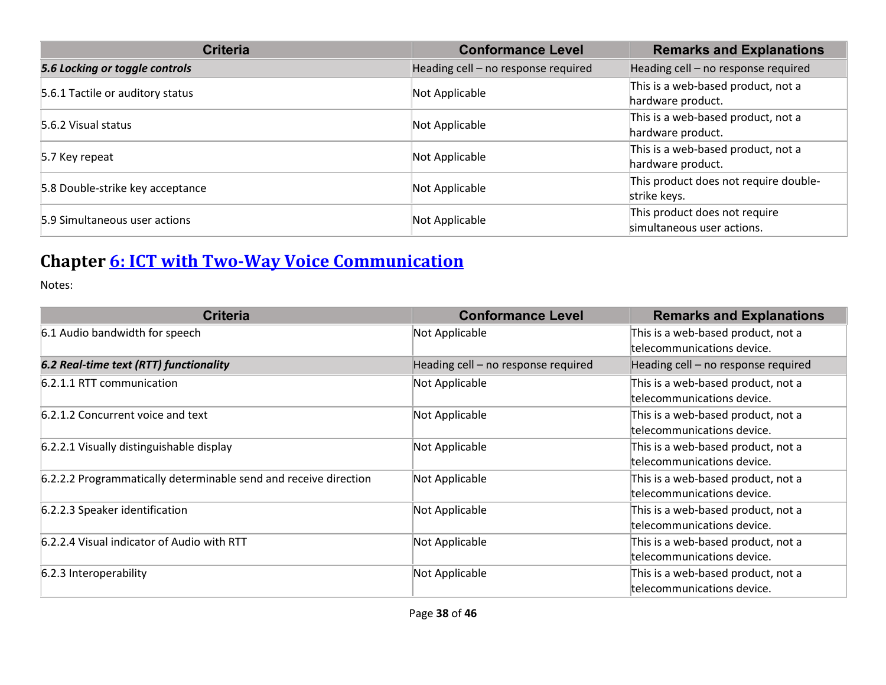| Criteria | Conformance Level | Remarks and Explanations |
|---|---|---|
| ***5.6 Locking or toggle controls*** | Heading cell – no response required | Heading cell – no response required |
| 5.6.1 Tactile or auditory status | Not Applicable | This is a web-based product, not a hardware product. |
| 5.6.2 Visual status | Not Applicable | This is a web-based product, not a hardware product. |
| 5.7 Key repeat | Not Applicable | This is a web-based product, not a hardware product. |
| 5.8 Double-strike key acceptance | Not Applicable | This product does not require double-strike keys. |
| 5.9 Simultaneous user actions | Not Applicable | This product does not require simultaneous user actions. |

## Chapter [6: ICT with Two-Way Voice Communication]

Notes:

| Criteria | Conformance Level | Remarks and Explanations |
|---|---|---|
| 6.1 Audio bandwidth for speech | Not Applicable | This is a web-based product, not a telecommunications device. |
| ***6.2 Real-time text (RTT) functionality*** | Heading cell – no response required | Heading cell – no response required |
| 6.2.1.1 RTT communication | Not Applicable | This is a web-based product, not a telecommunications device. |
| 6.2.1.2 Concurrent voice and text | Not Applicable | This is a web-based product, not a telecommunications device. |
| 6.2.2.1 Visually distinguishable display | Not Applicable | This is a web-based product, not a telecommunications device. |
| 6.2.2.2 Programmatically determinable send and receive direction | Not Applicable | This is a web-based product, not a telecommunications device. |
| 6.2.2.3 Speaker identification | Not Applicable | This is a web-based product, not a telecommunications device. |
| 6.2.2.4 Visual indicator of Audio with RTT | Not Applicable | This is a web-based product, not a telecommunications device. |
| 6.2.3 Interoperability | Not Applicable | This is a web-based product, not a telecommunications device. |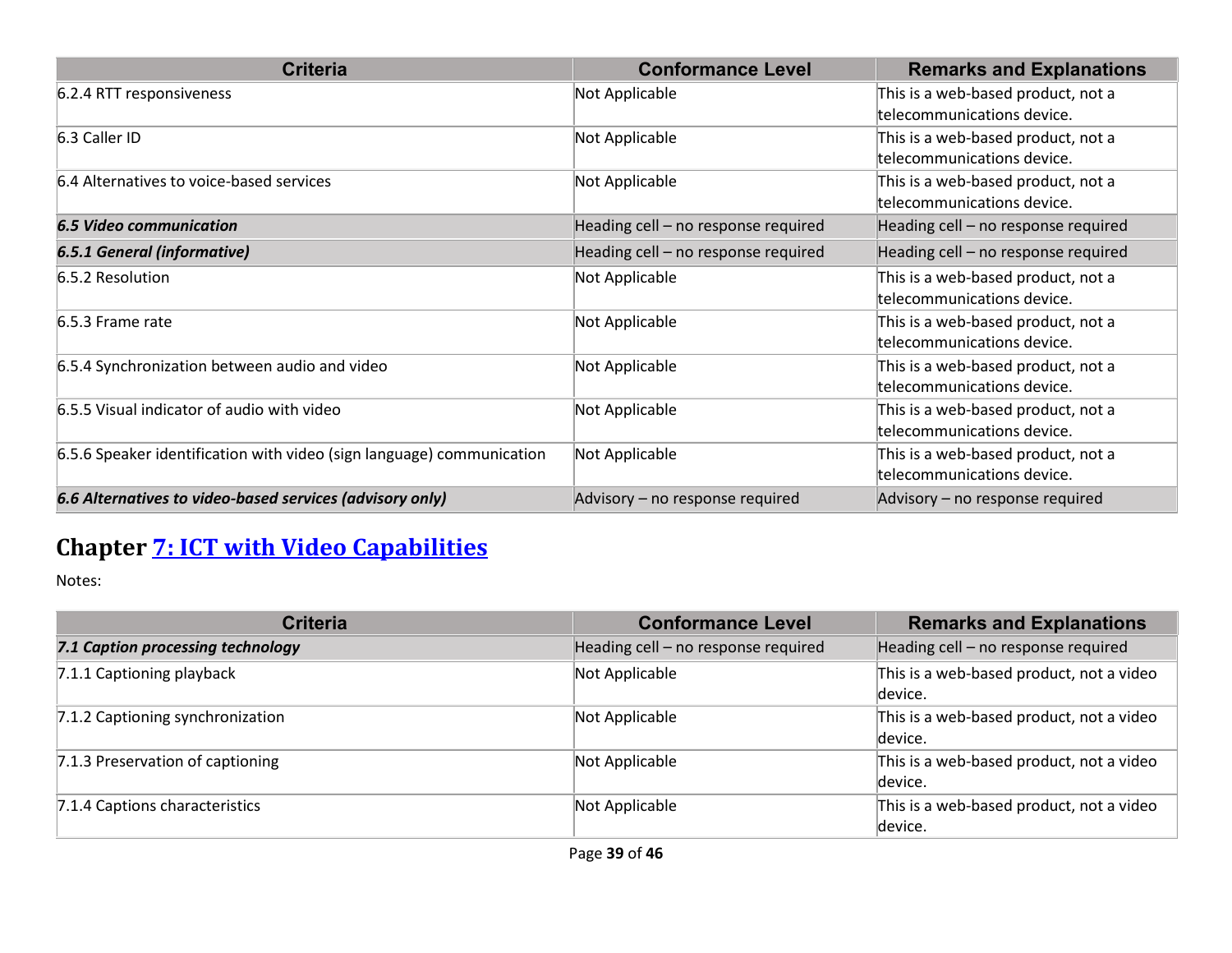| Criteria | Conformance Level | Remarks and Explanations |
|---|---|---|
| 6.2.4 RTT responsiveness | Not Applicable | This is a web-based product, not a telecommunications device. |
| 6.3 Caller ID | Not Applicable | This is a web-based product, not a telecommunications device. |
| 6.4 Alternatives to voice-based services | Not Applicable | This is a web-based product, not a telecommunications device. |
| ***6.5 Video communication*** | Heading cell – no response required | Heading cell – no response required |
| ***6.5.1 General (informative)*** | Heading cell – no response required | Heading cell – no response required |
| 6.5.2 Resolution | Not Applicable | This is a web-based product, not a telecommunications device. |
| 6.5.3 Frame rate | Not Applicable | This is a web-based product, not a telecommunications device. |
| 6.5.4 Synchronization between audio and video | Not Applicable | This is a web-based product, not a telecommunications device. |
| 6.5.5 Visual indicator of audio with video | Not Applicable | This is a web-based product, not a telecommunications device. |
| 6.5.6 Speaker identification with video (sign language) communication | Not Applicable | This is a web-based product, not a telecommunications device. |
| ***6.6 Alternatives to video-based services (advisory only)*** | Advisory – no response required | Advisory – no response required |

## Chapter [7: ICT with Video Capabilities]

Notes:

| Criteria | Conformance Level | Remarks and Explanations |
|---|---|---|
| ***7.1 Caption processing technology*** | Heading cell – no response required | Heading cell – no response required |
| 7.1.1 Captioning playback | Not Applicable | This is a web-based product, not a video device. |
| 7.1.2 Captioning synchronization | Not Applicable | This is a web-based product, not a video device. |
| 7.1.3 Preservation of captioning | Not Applicable | This is a web-based product, not a video device. |
| 7.1.4 Captions characteristics | Not Applicable | This is a web-based product, not a video device. |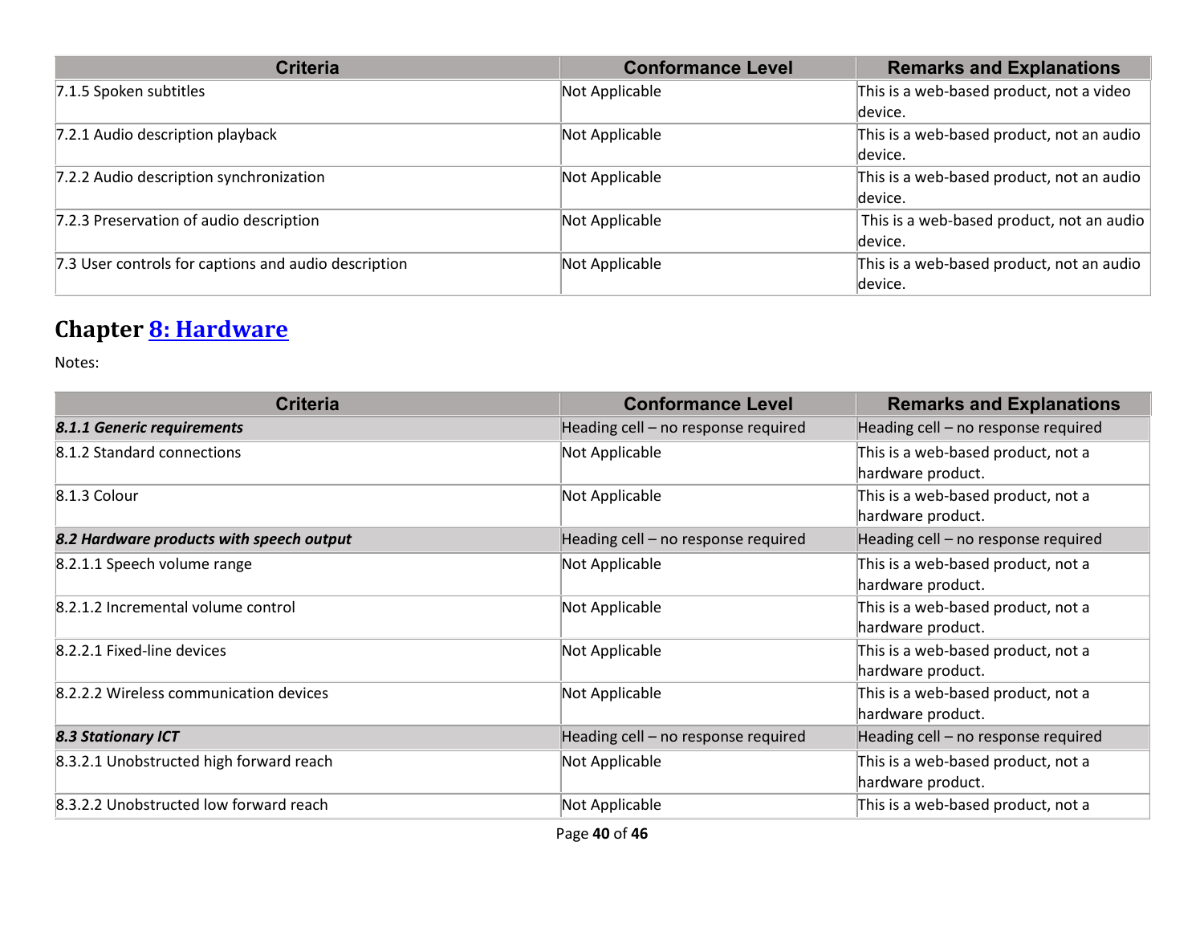| Criteria | Conformance Level | Remarks and Explanations |
| --- | --- | --- |
| 7.1.5 Spoken subtitles | Not Applicable | This is a web-based product, not a video device. |
| 7.2.1 Audio description playback | Not Applicable | This is a web-based product, not an audio device. |
| 7.2.2 Audio description synchronization | Not Applicable | This is a web-based product, not an audio device. |
| 7.2.3 Preservation of audio description | Not Applicable | This is a web-based product, not an audio device. |
| 7.3 User controls for captions and audio description | Not Applicable | This is a web-based product, not an audio device. |

## Chapter 8: Hardware

Notes:

| Criteria | Conformance Level | Remarks and Explanations |
| --- | --- | --- |
| ***8.1.1 Generic requirements*** | Heading cell – no response required | Heading cell – no response required |
| 8.1.2 Standard connections | Not Applicable | This is a web-based product, not a hardware product. |
| 8.1.3 Colour | Not Applicable | This is a web-based product, not a hardware product. |
| ***8.2 Hardware products with speech output*** | Heading cell – no response required | Heading cell – no response required |
| 8.2.1.1 Speech volume range | Not Applicable | This is a web-based product, not a hardware product. |
| 8.2.1.2 Incremental volume control | Not Applicable | This is a web-based product, not a hardware product. |
| 8.2.2.1 Fixed-line devices | Not Applicable | This is a web-based product, not a hardware product. |
| 8.2.2.2 Wireless communication devices | Not Applicable | This is a web-based product, not a hardware product. |
| ***8.3 Stationary ICT*** | Heading cell – no response required | Heading cell – no response required |
| 8.3.2.1 Unobstructed high forward reach | Not Applicable | This is a web-based product, not a hardware product. |
| 8.3.2.2 Unobstructed low forward reach | Not Applicable | This is a web-based product, not a |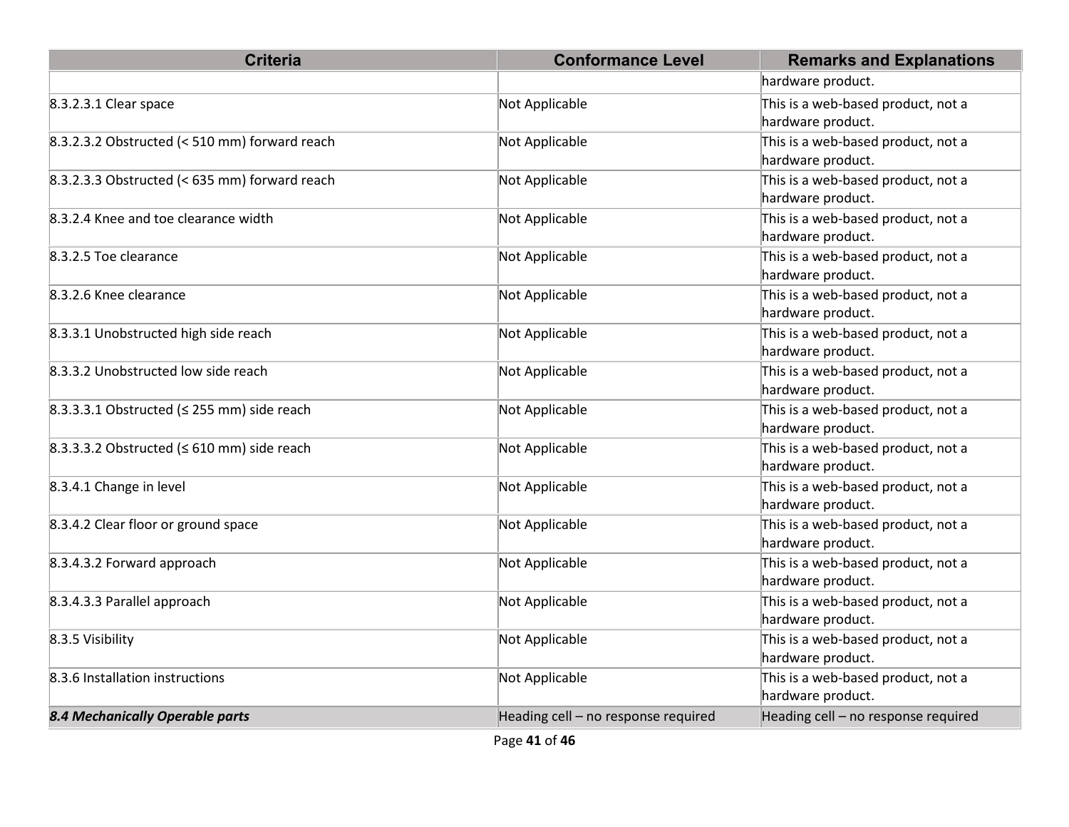| Criteria | Conformance Level | Remarks and Explanations |
| --- | --- | --- |
| | | hardware product. |
| 8.3.2.3.1 Clear space | Not Applicable | This is a web-based product, not a hardware product. |
| 8.3.2.3.2 Obstructed (< 510 mm) forward reach | Not Applicable | This is a web-based product, not a hardware product. |
| 8.3.2.3.3 Obstructed (< 635 mm) forward reach | Not Applicable | This is a web-based product, not a hardware product. |
| 8.3.2.4 Knee and toe clearance width | Not Applicable | This is a web-based product, not a hardware product. |
| 8.3.2.5 Toe clearance | Not Applicable | This is a web-based product, not a hardware product. |
| 8.3.2.6 Knee clearance | Not Applicable | This is a web-based product, not a hardware product. |
| 8.3.3.1 Unobstructed high side reach | Not Applicable | This is a web-based product, not a hardware product. |
| 8.3.3.2 Unobstructed low side reach | Not Applicable | This is a web-based product, not a hardware product. |
| 8.3.3.3.1 Obstructed (≤ 255 mm) side reach | Not Applicable | This is a web-based product, not a hardware product. |
| 8.3.3.3.2 Obstructed (≤ 610 mm) side reach | Not Applicable | This is a web-based product, not a hardware product. |
| 8.3.4.1 Change in level | Not Applicable | This is a web-based product, not a hardware product. |
| 8.3.4.2 Clear floor or ground space | Not Applicable | This is a web-based product, not a hardware product. |
| 8.3.4.3.2 Forward approach | Not Applicable | This is a web-based product, not a hardware product. |
| 8.3.4.3.3 Parallel approach | Not Applicable | This is a web-based product, not a hardware product. |
| 8.3.5 Visibility | Not Applicable | This is a web-based product, not a hardware product. |
| 8.3.6 Installation instructions | Not Applicable | This is a web-based product, not a hardware product. |
| ***8.4 Mechanically Operable parts*** | Heading cell – no response required | Heading cell – no response required |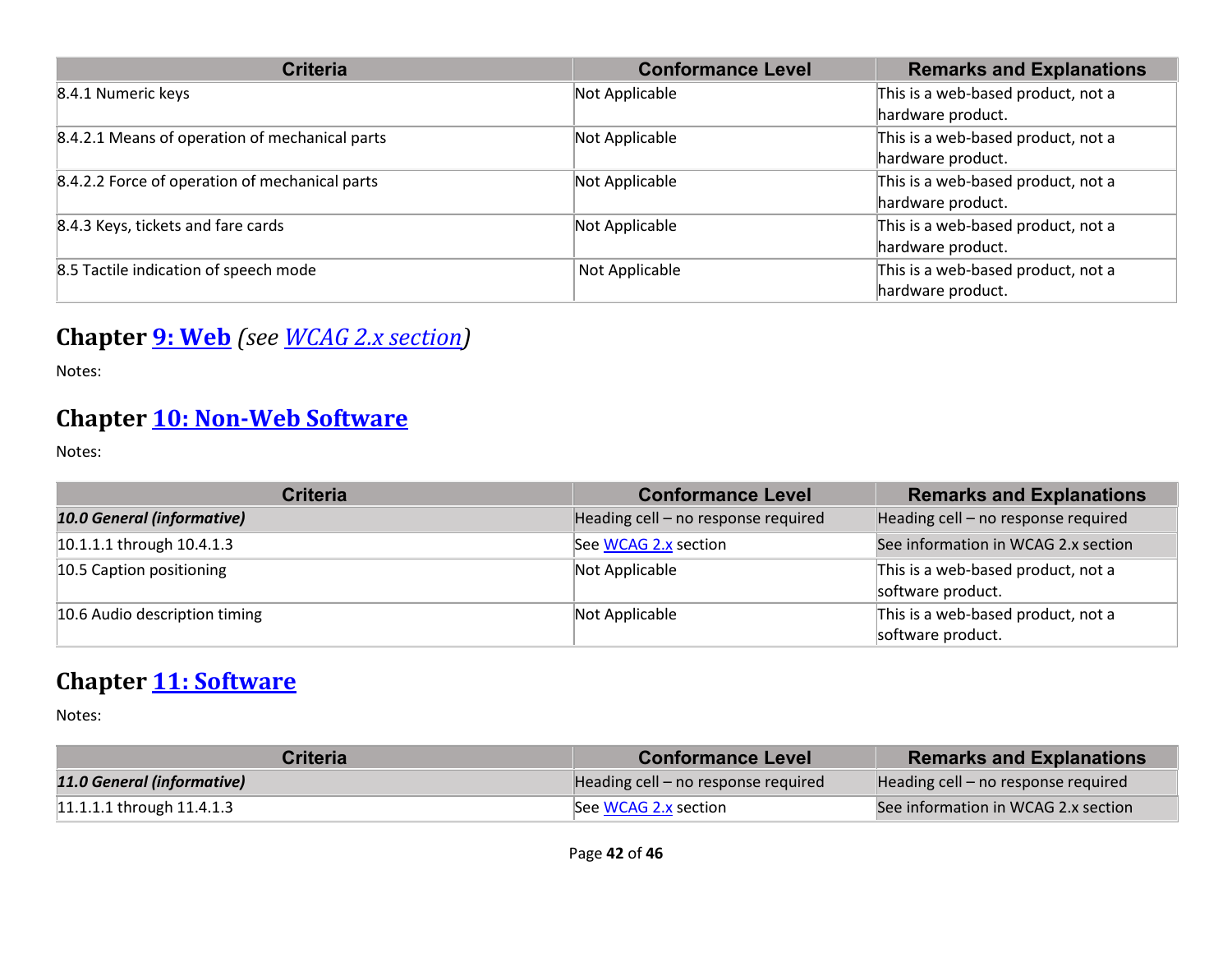| Criteria | Conformance Level | Remarks and Explanations |
| --- | --- | --- |
| 8.4.1 Numeric keys | Not Applicable | This is a web-based product, not a hardware product. |
| 8.4.2.1 Means of operation of mechanical parts | Not Applicable | This is a web-based product, not a hardware product. |
| 8.4.2.2 Force of operation of mechanical parts | Not Applicable | This is a web-based product, not a hardware product. |
| 8.4.3 Keys, tickets and fare cards | Not Applicable | This is a web-based product, not a hardware product. |
| 8.5 Tactile indication of speech mode | Not Applicable | This is a web-based product, not a hardware product. |

## Chapter 9: Web *(see WCAG 2.x section)*

Notes:

## Chapter 10: Non-Web Software

Notes:

| Criteria | Conformance Level | Remarks and Explanations |
| --- | --- | --- |
| ***10.0 General (informative)*** | Heading cell – no response required | Heading cell – no response required |
| 10.1.1.1 through 10.4.1.3 | See WCAG 2.x section | See information in WCAG 2.x section |
| 10.5 Caption positioning | Not Applicable | This is a web-based product, not a software product. |
| 10.6 Audio description timing | Not Applicable | This is a web-based product, not a software product. |

## Chapter 11: Software

Notes:

| Criteria | Conformance Level | Remarks and Explanations |
| --- | --- | --- |
| ***11.0 General (informative)*** | Heading cell – no response required | Heading cell – no response required |
| 11.1.1.1 through 11.4.1.3 | See WCAG 2.x section | See information in WCAG 2.x section |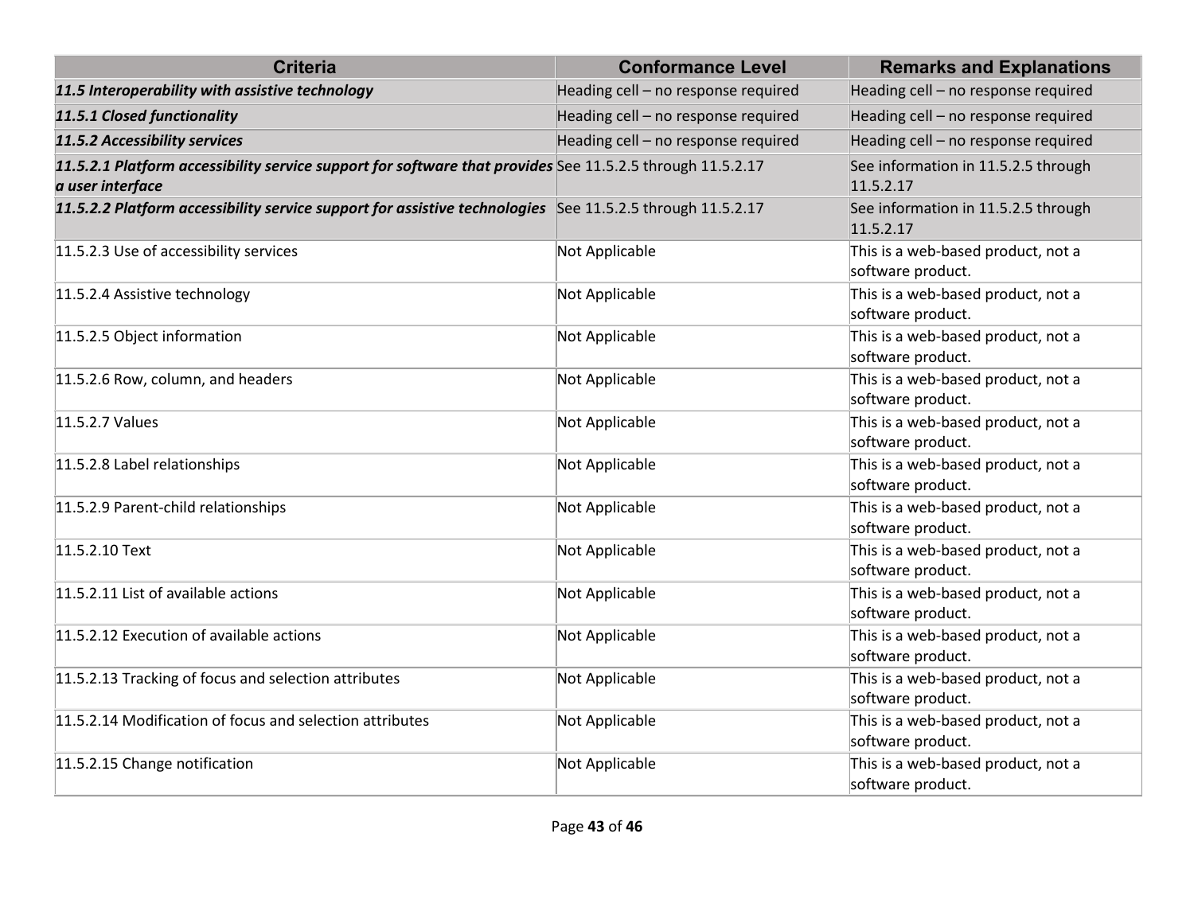| Criteria | Conformance Level | Remarks and Explanations |
|---|---|---|
| ***11.5 Interoperability with assistive technology*** | Heading cell – no response required | Heading cell – no response required |
| ***11.5.1 Closed functionality*** | Heading cell – no response required | Heading cell – no response required |
| ***11.5.2 Accessibility services*** | Heading cell – no response required | Heading cell – no response required |
| ***11.5.2.1 Platform accessibility service support for software that provides a user interface*** | See 11.5.2.5 through 11.5.2.17 | See information in 11.5.2.5 through 11.5.2.17 |
| ***11.5.2.2 Platform accessibility service support for assistive technologies*** | See 11.5.2.5 through 11.5.2.17 | See information in 11.5.2.5 through 11.5.2.17 |
| 11.5.2.3 Use of accessibility services | Not Applicable | This is a web-based product, not a software product. |
| 11.5.2.4 Assistive technology | Not Applicable | This is a web-based product, not a software product. |
| 11.5.2.5 Object information | Not Applicable | This is a web-based product, not a software product. |
| 11.5.2.6 Row, column, and headers | Not Applicable | This is a web-based product, not a software product. |
| 11.5.2.7 Values | Not Applicable | This is a web-based product, not a software product. |
| 11.5.2.8 Label relationships | Not Applicable | This is a web-based product, not a software product. |
| 11.5.2.9 Parent-child relationships | Not Applicable | This is a web-based product, not a software product. |
| 11.5.2.10 Text | Not Applicable | This is a web-based product, not a software product. |
| 11.5.2.11 List of available actions | Not Applicable | This is a web-based product, not a software product. |
| 11.5.2.12 Execution of available actions | Not Applicable | This is a web-based product, not a software product. |
| 11.5.2.13 Tracking of focus and selection attributes | Not Applicable | This is a web-based product, not a software product. |
| 11.5.2.14 Modification of focus and selection attributes | Not Applicable | This is a web-based product, not a software product. |
| 11.5.2.15 Change notification | Not Applicable | This is a web-based product, not a software product. |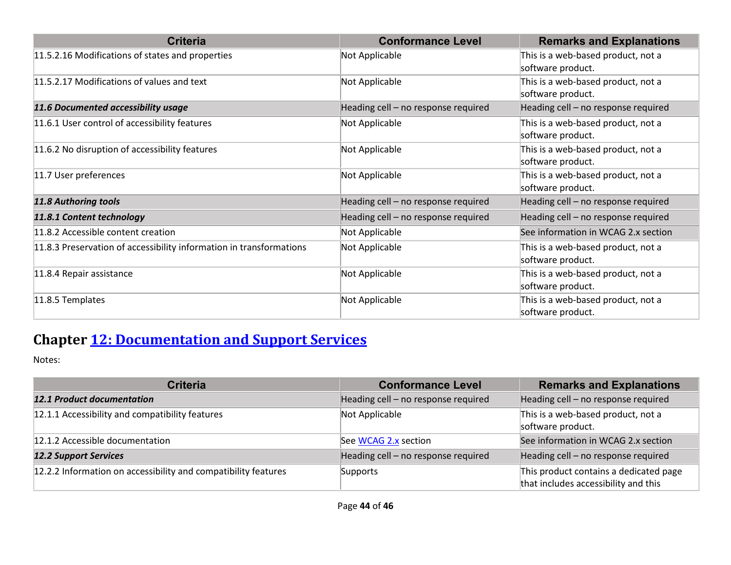| Criteria | Conformance Level | Remarks and Explanations |
|---|---|---|
| 11.5.2.16 Modifications of states and properties | Not Applicable | This is a web-based product, not a software product. |
| 11.5.2.17 Modifications of values and text | Not Applicable | This is a web-based product, not a software product. |
| ***11.6 Documented accessibility usage*** | Heading cell – no response required | Heading cell – no response required |
| 11.6.1 User control of accessibility features | Not Applicable | This is a web-based product, not a software product. |
| 11.6.2 No disruption of accessibility features | Not Applicable | This is a web-based product, not a software product. |
| 11.7 User preferences | Not Applicable | This is a web-based product, not a software product. |
| ***11.8 Authoring tools*** | Heading cell – no response required | Heading cell – no response required |
| ***11.8.1 Content technology*** | Heading cell – no response required | Heading cell – no response required |
| 11.8.2 Accessible content creation | Not Applicable | See information in WCAG 2.x section |
| 11.8.3 Preservation of accessibility information in transformations | Not Applicable | This is a web-based product, not a software product. |
| 11.8.4 Repair assistance | Not Applicable | This is a web-based product, not a software product. |
| 11.8.5 Templates | Not Applicable | This is a web-based product, not a software product. |

## Chapter [12: Documentation and Support Services]()

Notes:

| Criteria | Conformance Level | Remarks and Explanations |
|---|---|---|
| ***12.1 Product documentation*** | Heading cell – no response required | Heading cell – no response required |
| 12.1.1 Accessibility and compatibility features | Not Applicable | This is a web-based product, not a software product. |
| 12.1.2 Accessible documentation | See [WCAG 2.x]() section | See information in WCAG 2.x section |
| ***12.2 Support Services*** | Heading cell – no response required | Heading cell – no response required |
| 12.2.2 Information on accessibility and compatibility features | Supports | This product contains a dedicated page that includes accessibility and this |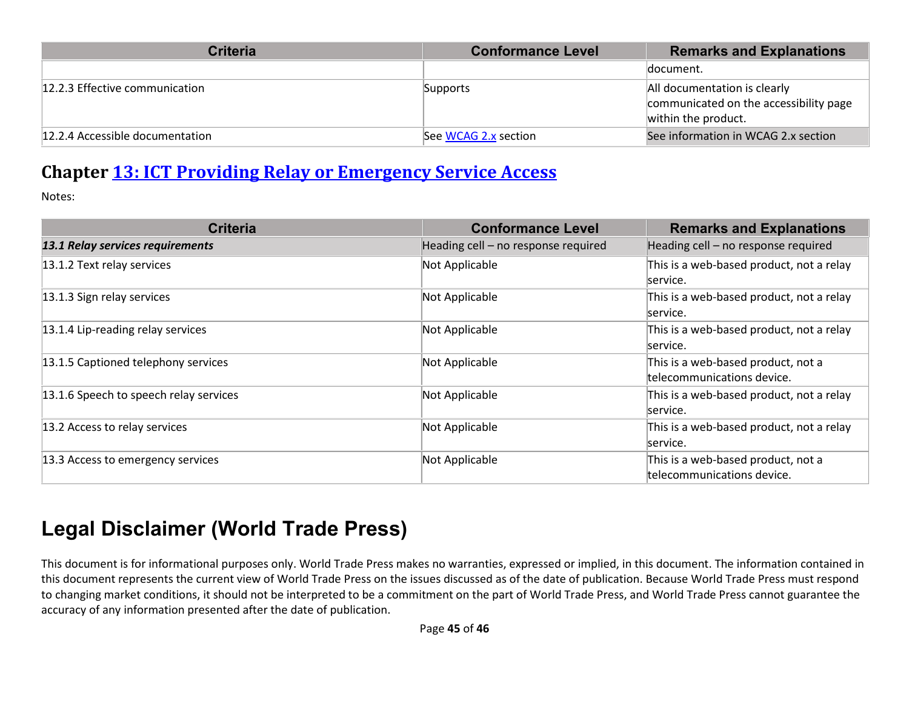| Criteria | Conformance Level | Remarks and Explanations |
|---|---|---|
| | | document. |
| 12.2.3 Effective communication | Supports | All documentation is clearly communicated on the accessibility page within the product. |
| 12.2.4 Accessible documentation | See [WCAG 2.x](#) section | See information in WCAG 2.x section |

## Chapter [13: ICT Providing Relay or Emergency Service Access](#)

Notes:

| Criteria | Conformance Level | Remarks and Explanations |
|---|---|---|
| ***13.1 Relay services requirements*** | Heading cell – no response required | Heading cell – no response required |
| 13.1.2 Text relay services | Not Applicable | This is a web-based product, not a relay service. |
| 13.1.3 Sign relay services | Not Applicable | This is a web-based product, not a relay service. |
| 13.1.4 Lip-reading relay services | Not Applicable | This is a web-based product, not a relay service. |
| 13.1.5 Captioned telephony services | Not Applicable | This is a web-based product, not a telecommunications device. |
| 13.1.6 Speech to speech relay services | Not Applicable | This is a web-based product, not a relay service. |
| 13.2 Access to relay services | Not Applicable | This is a web-based product, not a relay service. |
| 13.3 Access to emergency services | Not Applicable | This is a web-based product, not a telecommunications device. |

# Legal Disclaimer (World Trade Press)

This document is for informational purposes only. World Trade Press makes no warranties, expressed or implied, in this document. The information contained in this document represents the current view of World Trade Press on the issues discussed as of the date of publication. Because World Trade Press must respond to changing market conditions, it should not be interpreted to be a commitment on the part of World Trade Press, and World Trade Press cannot guarantee the accuracy of any information presented after the date of publication.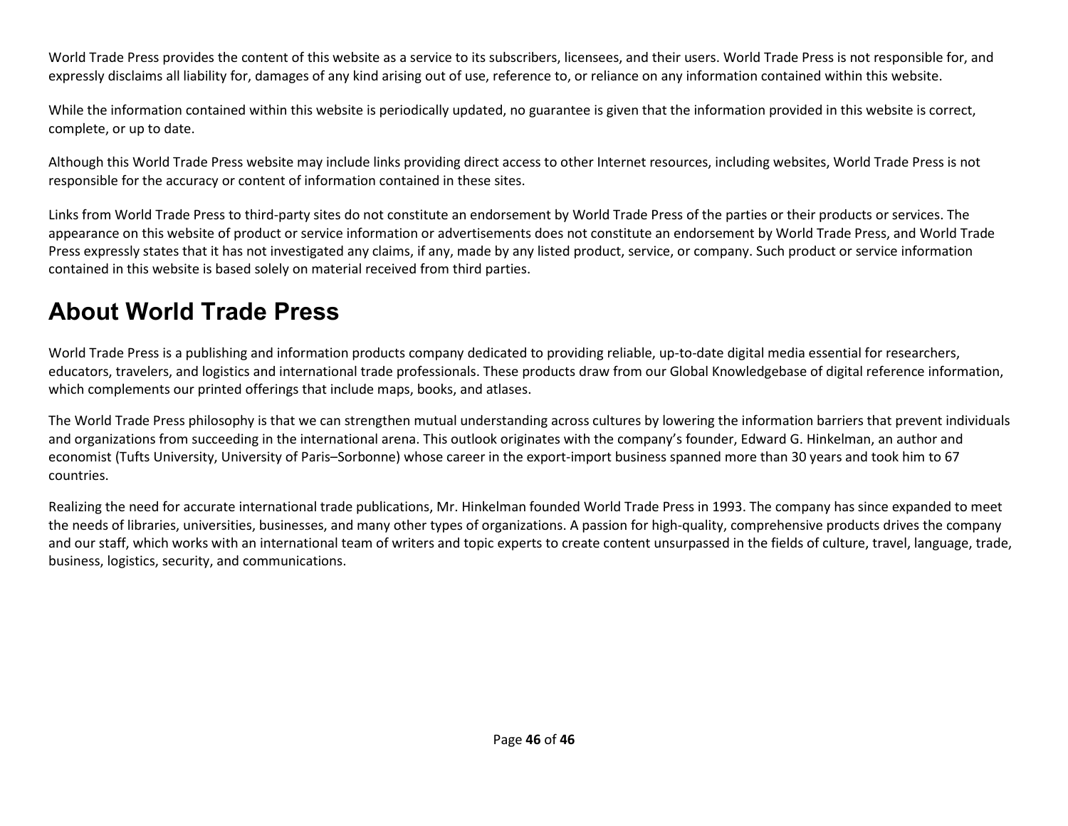World Trade Press provides the content of this website as a service to its subscribers, licensees, and their users. World Trade Press is not responsible for, and expressly disclaims all liability for, damages of any kind arising out of use, reference to, or reliance on any information contained within this website.

While the information contained within this website is periodically updated, no guarantee is given that the information provided in this website is correct, complete, or up to date.

Although this World Trade Press website may include links providing direct access to other Internet resources, including websites, World Trade Press is not responsible for the accuracy or content of information contained in these sites.

Links from World Trade Press to third-party sites do not constitute an endorsement by World Trade Press of the parties or their products or services. The appearance on this website of product or service information or advertisements does not constitute an endorsement by World Trade Press, and World Trade Press expressly states that it has not investigated any claims, if any, made by any listed product, service, or company. Such product or service information contained in this website is based solely on material received from third parties.

# About World Trade Press

World Trade Press is a publishing and information products company dedicated to providing reliable, up-to-date digital media essential for researchers, educators, travelers, and logistics and international trade professionals. These products draw from our Global Knowledgebase of digital reference information, which complements our printed offerings that include maps, books, and atlases.

The World Trade Press philosophy is that we can strengthen mutual understanding across cultures by lowering the information barriers that prevent individuals and organizations from succeeding in the international arena. This outlook originates with the company's founder, Edward G. Hinkelman, an author and economist (Tufts University, University of Paris–Sorbonne) whose career in the export-import business spanned more than 30 years and took him to 67 countries.

Realizing the need for accurate international trade publications, Mr. Hinkelman founded World Trade Press in 1993. The company has since expanded to meet the needs of libraries, universities, businesses, and many other types of organizations. A passion for high-quality, comprehensive products drives the company and our staff, which works with an international team of writers and topic experts to create content unsurpassed in the fields of culture, travel, language, trade, business, logistics, security, and communications.